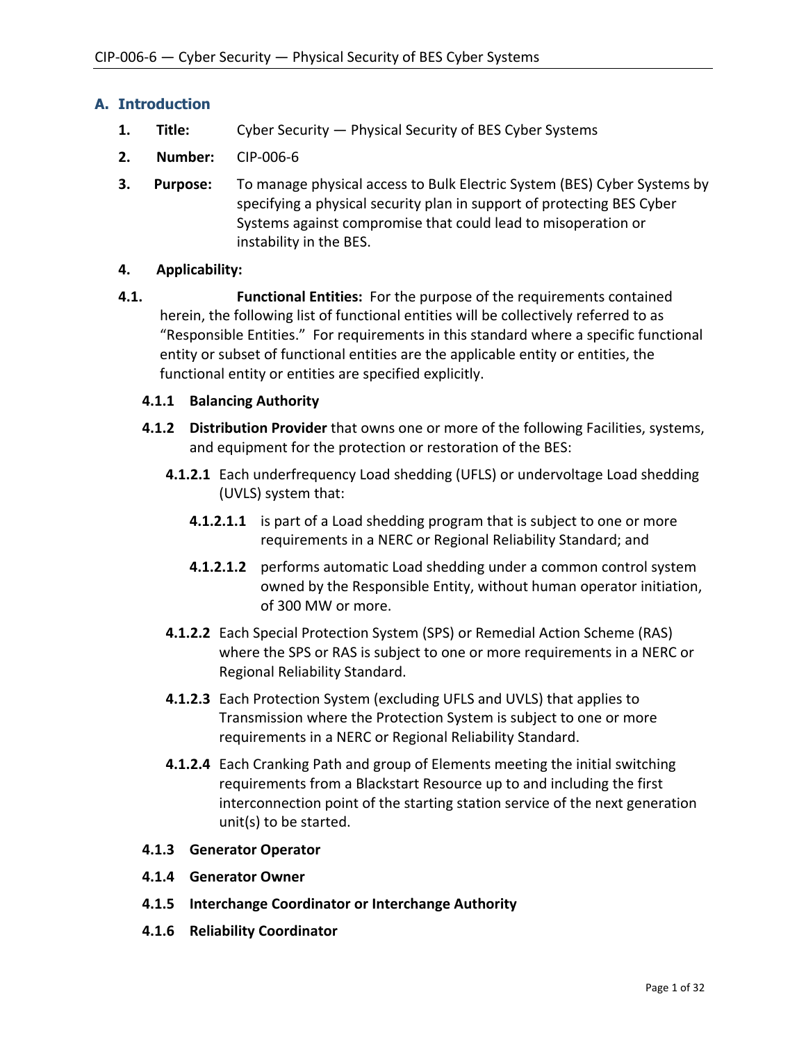## A. Introduction

1. **Title:** Cyber Security — Physical Security of BES Cyber Systems

2. **Number:** CIP-006-6

3. **Purpose:** To manage physical access to Bulk Electric System (BES) Cyber Systems by specifying a physical security plan in support of protecting BES Cyber Systems against compromise that could lead to misoperation or instability in the BES.

4. **Applicability:**

**4.1. Functional Entities:** For the purpose of the requirements contained herein, the following list of functional entities will be collectively referred to as "Responsible Entities." For requirements in this standard where a specific functional entity or subset of functional entities are the applicable entity or entities, the functional entity or entities are specified explicitly.

**4.1.1 Balancing Authority**

**4.1.2 Distribution Provider** that owns one or more of the following Facilities, systems, and equipment for the protection or restoration of the BES:

**4.1.2.1** Each underfrequency Load shedding (UFLS) or undervoltage Load shedding (UVLS) system that:

**4.1.2.1.1** is part of a Load shedding program that is subject to one or more requirements in a NERC or Regional Reliability Standard; and

**4.1.2.1.2** performs automatic Load shedding under a common control system owned by the Responsible Entity, without human operator initiation, of 300 MW or more.

**4.1.2.2** Each Special Protection System (SPS) or Remedial Action Scheme (RAS) where the SPS or RAS is subject to one or more requirements in a NERC or Regional Reliability Standard.

**4.1.2.3** Each Protection System (excluding UFLS and UVLS) that applies to Transmission where the Protection System is subject to one or more requirements in a NERC or Regional Reliability Standard.

**4.1.2.4** Each Cranking Path and group of Elements meeting the initial switching requirements from a Blackstart Resource up to and including the first interconnection point of the starting station service of the next generation unit(s) to be started.

**4.1.3 Generator Operator**

**4.1.4 Generator Owner**

**4.1.5 Interchange Coordinator or Interchange Authority**

**4.1.6 Reliability Coordinator**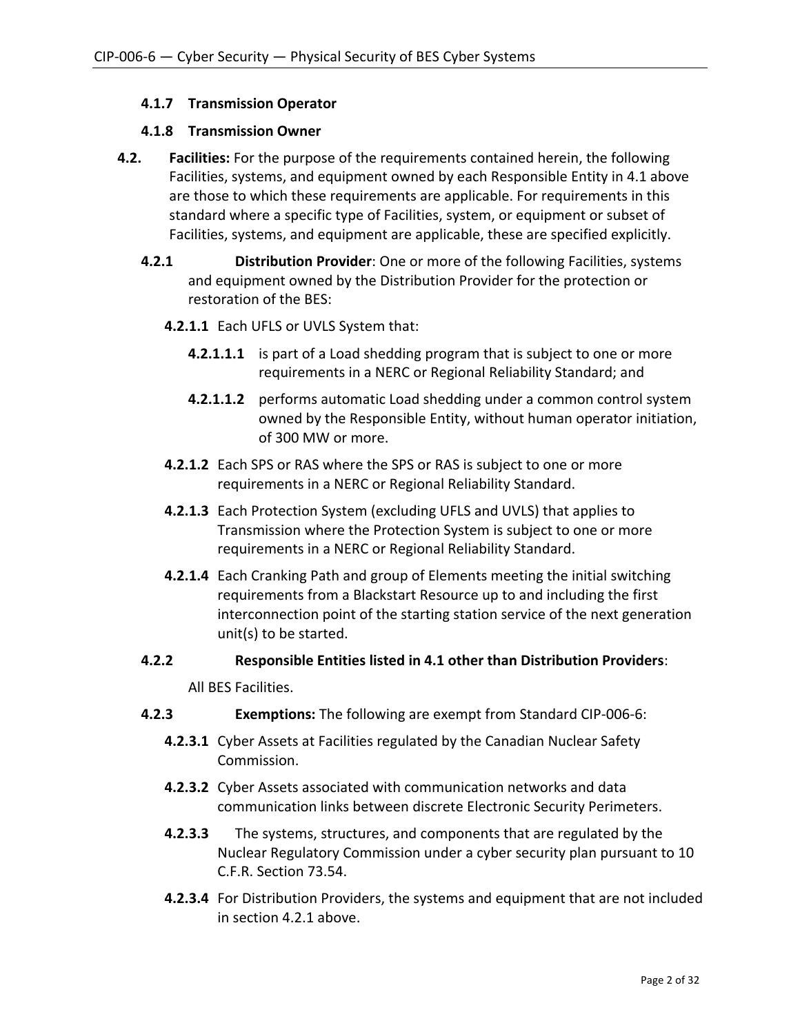**4.1.7 Transmission Operator**

**4.1.8 Transmission Owner**

**4.2. Facilities:** For the purpose of the requirements contained herein, the following Facilities, systems, and equipment owned by each Responsible Entity in 4.1 above are those to which these requirements are applicable. For requirements in this standard where a specific type of Facilities, system, or equipment or subset of Facilities, systems, and equipment are applicable, these are specified explicitly.

**4.2.1 Distribution Provider**: One or more of the following Facilities, systems and equipment owned by the Distribution Provider for the protection or restoration of the BES:

**4.2.1.1** Each UFLS or UVLS System that:

**4.2.1.1.1** is part of a Load shedding program that is subject to one or more requirements in a NERC or Regional Reliability Standard; and

**4.2.1.1.2** performs automatic Load shedding under a common control system owned by the Responsible Entity, without human operator initiation, of 300 MW or more.

**4.2.1.2** Each SPS or RAS where the SPS or RAS is subject to one or more requirements in a NERC or Regional Reliability Standard.

**4.2.1.3** Each Protection System (excluding UFLS and UVLS) that applies to Transmission where the Protection System is subject to one or more requirements in a NERC or Regional Reliability Standard.

**4.2.1.4** Each Cranking Path and group of Elements meeting the initial switching requirements from a Blackstart Resource up to and including the first interconnection point of the starting station service of the next generation unit(s) to be started.

**4.2.2 Responsible Entities listed in 4.1 other than Distribution Providers**:

All BES Facilities.

**4.2.3 Exemptions:** The following are exempt from Standard CIP-006-6:

**4.2.3.1** Cyber Assets at Facilities regulated by the Canadian Nuclear Safety Commission.

**4.2.3.2** Cyber Assets associated with communication networks and data communication links between discrete Electronic Security Perimeters.

**4.2.3.3** The systems, structures, and components that are regulated by the Nuclear Regulatory Commission under a cyber security plan pursuant to 10 C.F.R. Section 73.54.

**4.2.3.4** For Distribution Providers, the systems and equipment that are not included in section 4.2.1 above.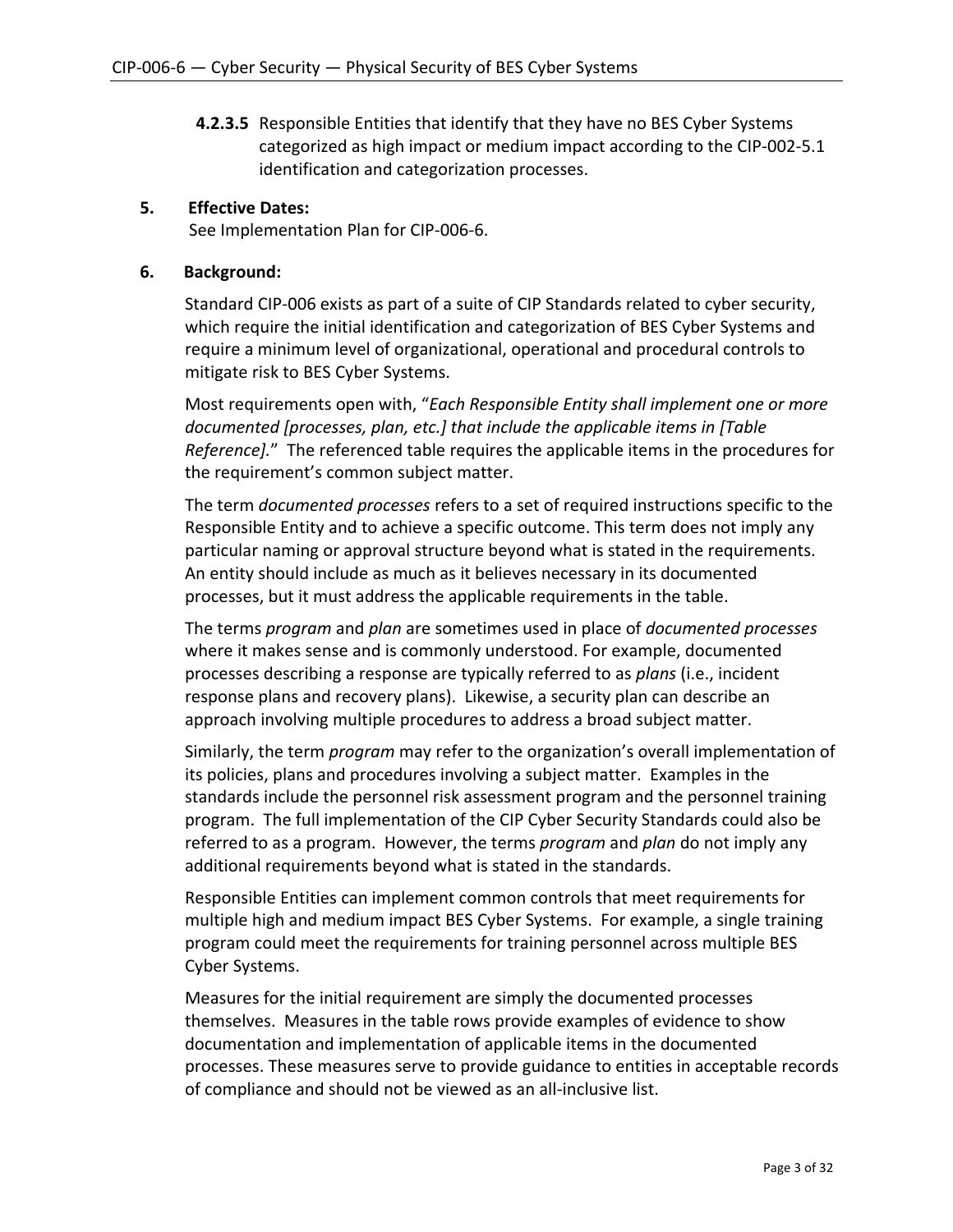**4.2.3.5** Responsible Entities that identify that they have no BES Cyber Systems categorized as high impact or medium impact according to the CIP-002-5.1 identification and categorization processes.

## 5. Effective Dates:

See Implementation Plan for CIP-006-6.

## 6. Background:

Standard CIP-006 exists as part of a suite of CIP Standards related to cyber security, which require the initial identification and categorization of BES Cyber Systems and require a minimum level of organizational, operational and procedural controls to mitigate risk to BES Cyber Systems.

Most requirements open with, "*Each Responsible Entity shall implement one or more documented [processes, plan, etc.] that include the applicable items in [Table Reference].*" The referenced table requires the applicable items in the procedures for the requirement's common subject matter.

The term *documented processes* refers to a set of required instructions specific to the Responsible Entity and to achieve a specific outcome. This term does not imply any particular naming or approval structure beyond what is stated in the requirements. An entity should include as much as it believes necessary in its documented processes, but it must address the applicable requirements in the table.

The terms *program* and *plan* are sometimes used in place of *documented processes* where it makes sense and is commonly understood. For example, documented processes describing a response are typically referred to as *plans* (i.e., incident response plans and recovery plans). Likewise, a security plan can describe an approach involving multiple procedures to address a broad subject matter.

Similarly, the term *program* may refer to the organization's overall implementation of its policies, plans and procedures involving a subject matter. Examples in the standards include the personnel risk assessment program and the personnel training program. The full implementation of the CIP Cyber Security Standards could also be referred to as a program. However, the terms *program* and *plan* do not imply any additional requirements beyond what is stated in the standards.

Responsible Entities can implement common controls that meet requirements for multiple high and medium impact BES Cyber Systems. For example, a single training program could meet the requirements for training personnel across multiple BES Cyber Systems.

Measures for the initial requirement are simply the documented processes themselves. Measures in the table rows provide examples of evidence to show documentation and implementation of applicable items in the documented processes. These measures serve to provide guidance to entities in acceptable records of compliance and should not be viewed as an all-inclusive list.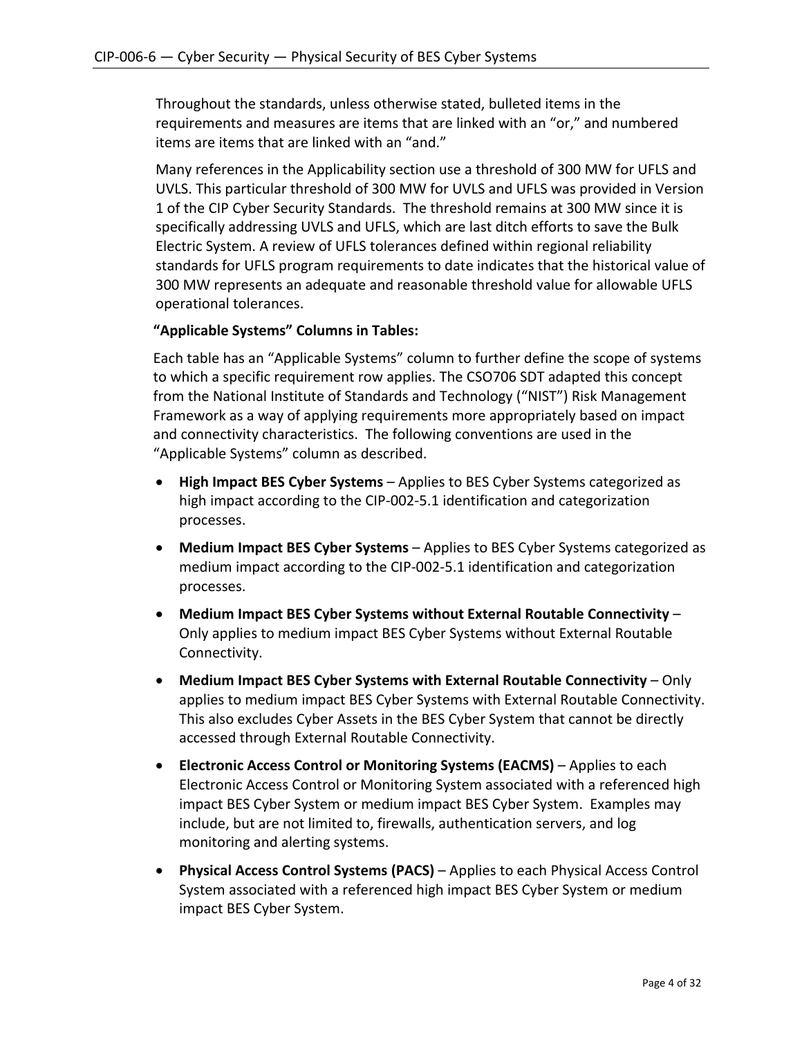Throughout the standards, unless otherwise stated, bulleted items in the requirements and measures are items that are linked with an "or," and numbered items are items that are linked with an "and."

Many references in the Applicability section use a threshold of 300 MW for UFLS and UVLS. This particular threshold of 300 MW for UVLS and UFLS was provided in Version 1 of the CIP Cyber Security Standards. The threshold remains at 300 MW since it is specifically addressing UVLS and UFLS, which are last ditch efforts to save the Bulk Electric System. A review of UFLS tolerances defined within regional reliability standards for UFLS program requirements to date indicates that the historical value of 300 MW represents an adequate and reasonable threshold value for allowable UFLS operational tolerances.

**"Applicable Systems" Columns in Tables:**

Each table has an "Applicable Systems" column to further define the scope of systems to which a specific requirement row applies. The CSO706 SDT adapted this concept from the National Institute of Standards and Technology ("NIST") Risk Management Framework as a way of applying requirements more appropriately based on impact and connectivity characteristics. The following conventions are used in the "Applicable Systems" column as described.

- **High Impact BES Cyber Systems** – Applies to BES Cyber Systems categorized as high impact according to the CIP-002-5.1 identification and categorization processes.
- **Medium Impact BES Cyber Systems** – Applies to BES Cyber Systems categorized as medium impact according to the CIP-002-5.1 identification and categorization processes.
- **Medium Impact BES Cyber Systems without External Routable Connectivity** – Only applies to medium impact BES Cyber Systems without External Routable Connectivity.
- **Medium Impact BES Cyber Systems with External Routable Connectivity** – Only applies to medium impact BES Cyber Systems with External Routable Connectivity. This also excludes Cyber Assets in the BES Cyber System that cannot be directly accessed through External Routable Connectivity.
- **Electronic Access Control or Monitoring Systems (EACMS)** – Applies to each Electronic Access Control or Monitoring System associated with a referenced high impact BES Cyber System or medium impact BES Cyber System. Examples may include, but are not limited to, firewalls, authentication servers, and log monitoring and alerting systems.
- **Physical Access Control Systems (PACS)** – Applies to each Physical Access Control System associated with a referenced high impact BES Cyber System or medium impact BES Cyber System.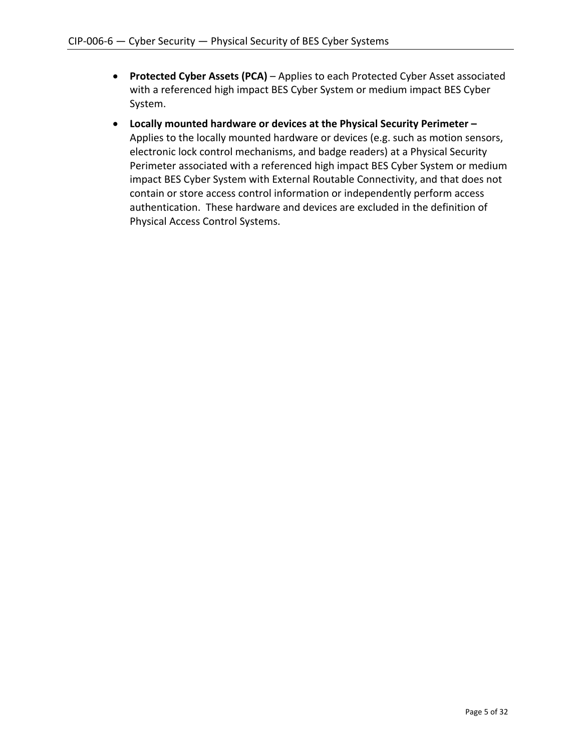- **Protected Cyber Assets (PCA)** – Applies to each Protected Cyber Asset associated with a referenced high impact BES Cyber System or medium impact BES Cyber System.
- **Locally mounted hardware or devices at the Physical Security Perimeter –** Applies to the locally mounted hardware or devices (e.g. such as motion sensors, electronic lock control mechanisms, and badge readers) at a Physical Security Perimeter associated with a referenced high impact BES Cyber System or medium impact BES Cyber System with External Routable Connectivity, and that does not contain or store access control information or independently perform access authentication. These hardware and devices are excluded in the definition of Physical Access Control Systems.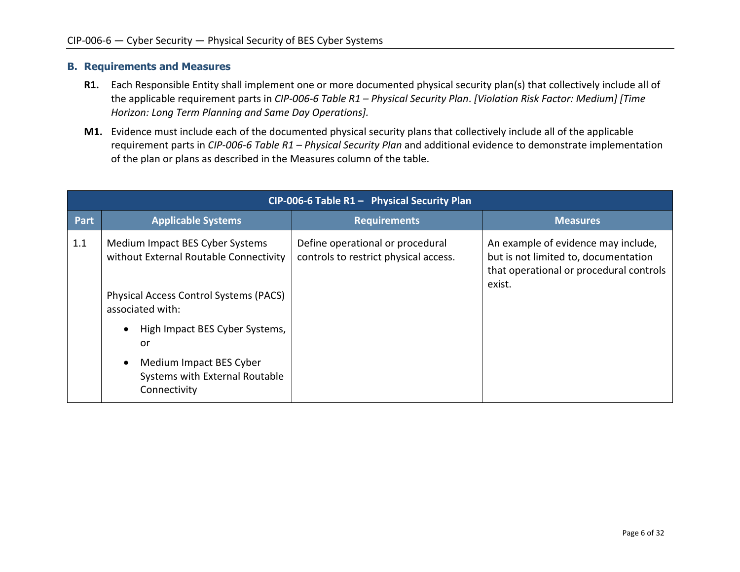## B. Requirements and Measures

**R1.** Each Responsible Entity shall implement one or more documented physical security plan(s) that collectively include all of the applicable requirement parts in *CIP-006-6 Table R1 – Physical Security Plan*. *[Violation Risk Factor: Medium] [Time Horizon: Long Term Planning and Same Day Operations].*

**M1.** Evidence must include each of the documented physical security plans that collectively include all of the applicable requirement parts in *CIP-006-6 Table R1 – Physical Security Plan* and additional evidence to demonstrate implementation of the plan or plans as described in the Measures column of the table.

| CIP-006-6 Table R1 – Physical Security Plan | | | |
|---|---|---|---|
| **Part** | **Applicable Systems** | **Requirements** | **Measures** |
| 1.1 | Medium Impact BES Cyber Systems without External Routable Connectivity<br><br>Physical Access Control Systems (PACS) associated with:<br>• High Impact BES Cyber Systems, or<br>• Medium Impact BES Cyber Systems with External Routable Connectivity | Define operational or procedural controls to restrict physical access. | An example of evidence may include, but is not limited to, documentation that operational or procedural controls exist. |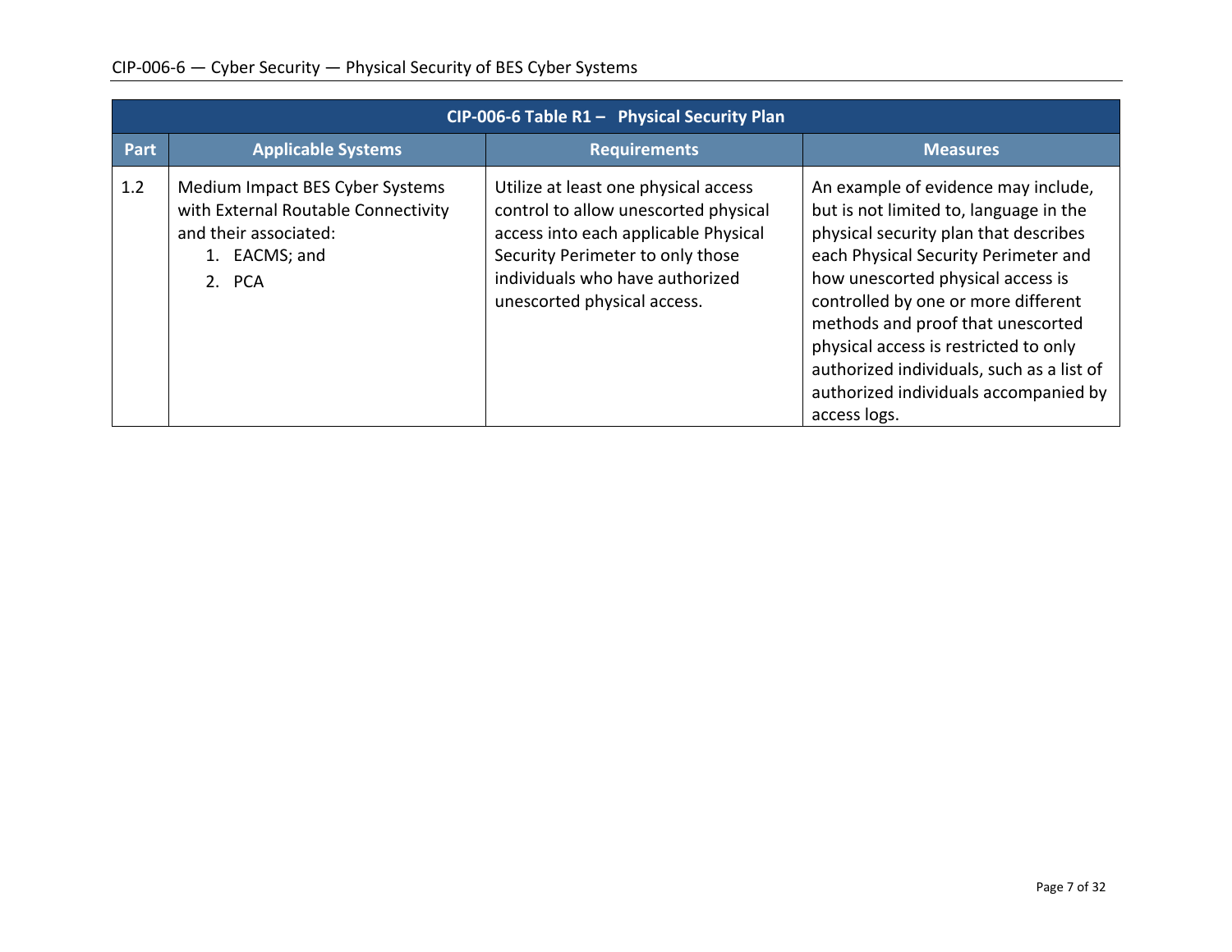| CIP-006-6 Table R1 – Physical Security Plan | | | |
|---|---|---|---|
| **Part** | **Applicable Systems** | **Requirements** | **Measures** |
| 1.2 | Medium Impact BES Cyber Systems with External Routable Connectivity and their associated:<br>1. EACMS; and<br>2. PCA | Utilize at least one physical access control to allow unescorted physical access into each applicable Physical Security Perimeter to only those individuals who have authorized unescorted physical access. | An example of evidence may include, but is not limited to, language in the physical security plan that describes each Physical Security Perimeter and how unescorted physical access is controlled by one or more different methods and proof that unescorted physical access is restricted to only authorized individuals, such as a list of authorized individuals accompanied by access logs. |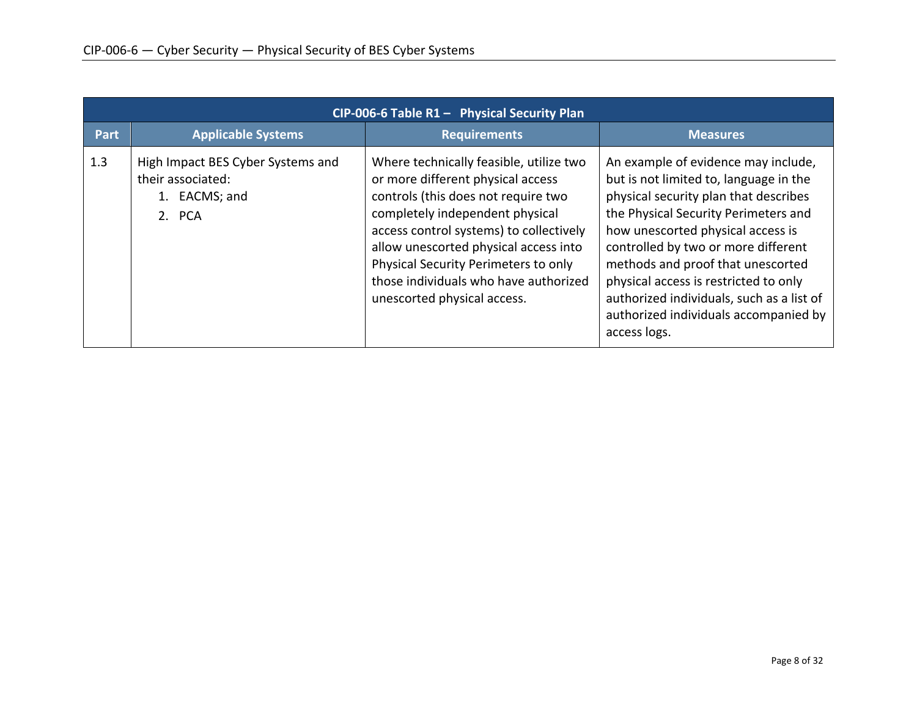| CIP-006-6 Table R1 – Physical Security Plan | | | |
|---|---|---|---|
| **Part** | **Applicable Systems** | **Requirements** | **Measures** |
| 1.3 | High Impact BES Cyber Systems and their associated:<br>1. EACMS; and<br>2. PCA | Where technically feasible, utilize two or more different physical access controls (this does not require two completely independent physical access control systems) to collectively allow unescorted physical access into Physical Security Perimeters to only those individuals who have authorized unescorted physical access. | An example of evidence may include, but is not limited to, language in the physical security plan that describes the Physical Security Perimeters and how unescorted physical access is controlled by two or more different methods and proof that unescorted physical access is restricted to only authorized individuals, such as a list of authorized individuals accompanied by access logs. |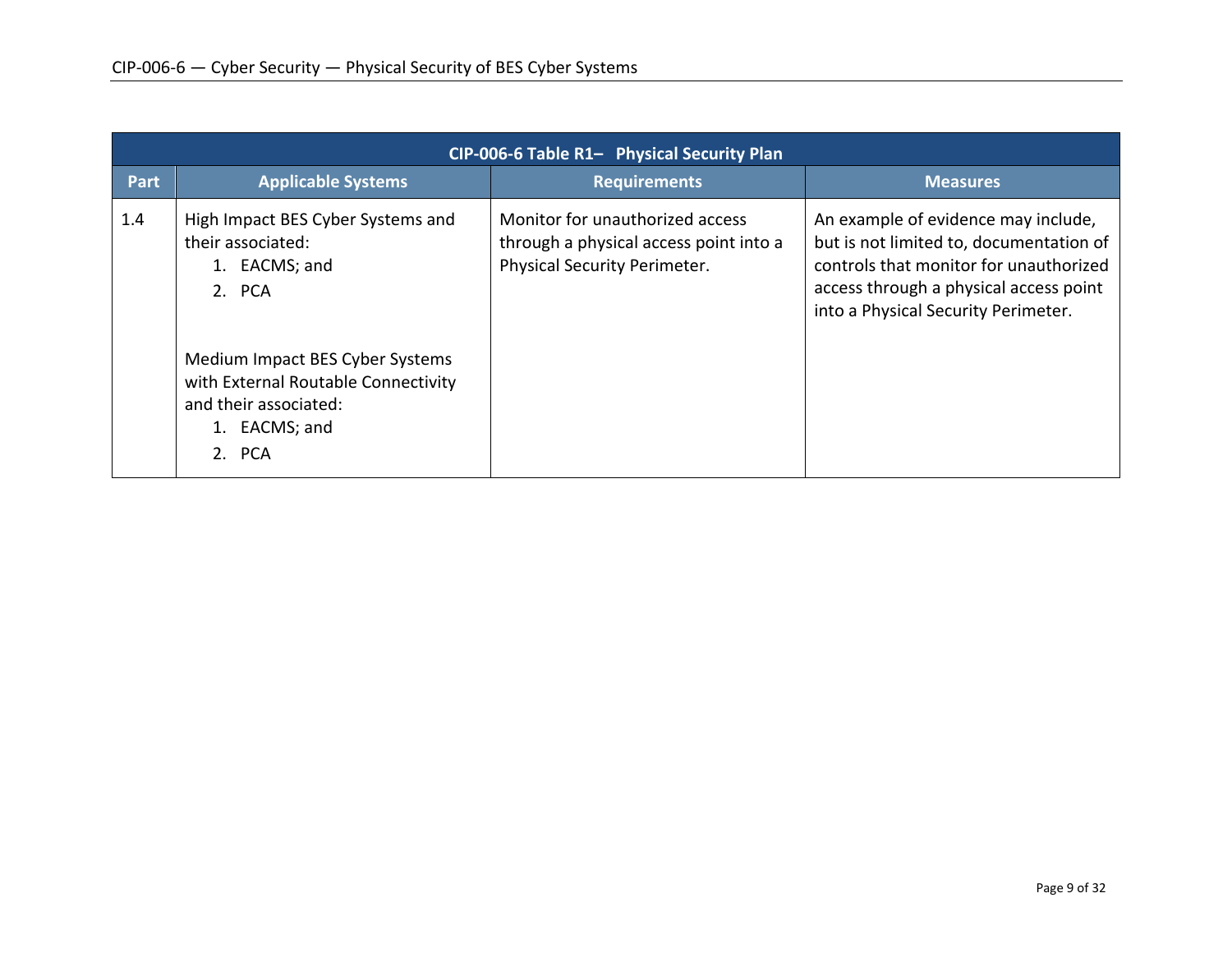| CIP-006-6 Table R1– Physical Security Plan | | | |
|---|---|---|---|
| **Part** | **Applicable Systems** | **Requirements** | **Measures** |
| 1.4 | High Impact BES Cyber Systems and their associated:<br>1. EACMS; and<br>2. PCA<br><br>Medium Impact BES Cyber Systems with External Routable Connectivity and their associated:<br>1. EACMS; and<br>2. PCA | Monitor for unauthorized access through a physical access point into a Physical Security Perimeter. | An example of evidence may include, but is not limited to, documentation of controls that monitor for unauthorized access through a physical access point into a Physical Security Perimeter. |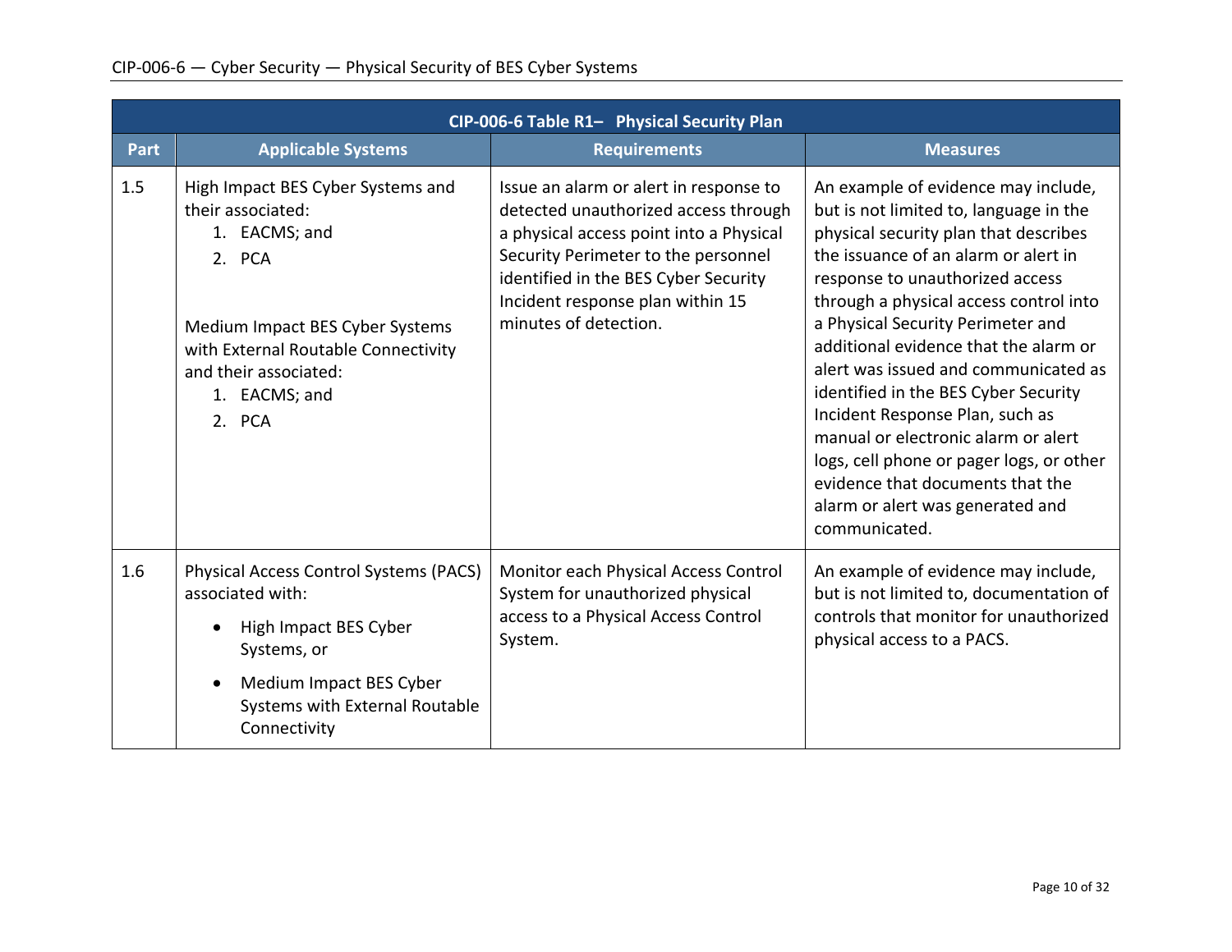| CIP-006-6 Table R1– Physical Security Plan | | | |
|---|---|---|---|
| **Part** | **Applicable Systems** | **Requirements** | **Measures** |
| 1.5 | High Impact BES Cyber Systems and their associated:<br>1. EACMS; and<br>2. PCA<br><br>Medium Impact BES Cyber Systems with External Routable Connectivity and their associated:<br>1. EACMS; and<br>2. PCA | Issue an alarm or alert in response to detected unauthorized access through a physical access point into a Physical Security Perimeter to the personnel identified in the BES Cyber Security Incident response plan within 15 minutes of detection. | An example of evidence may include, but is not limited to, language in the physical security plan that describes the issuance of an alarm or alert in response to unauthorized access through a physical access control into a Physical Security Perimeter and additional evidence that the alarm or alert was issued and communicated as identified in the BES Cyber Security Incident Response Plan, such as manual or electronic alarm or alert logs, cell phone or pager logs, or other evidence that documents that the alarm or alert was generated and communicated. |
| 1.6 | Physical Access Control Systems (PACS) associated with:<br>• High Impact BES Cyber Systems, or<br>• Medium Impact BES Cyber Systems with External Routable Connectivity | Monitor each Physical Access Control System for unauthorized physical access to a Physical Access Control System. | An example of evidence may include, but is not limited to, documentation of controls that monitor for unauthorized physical access to a PACS. |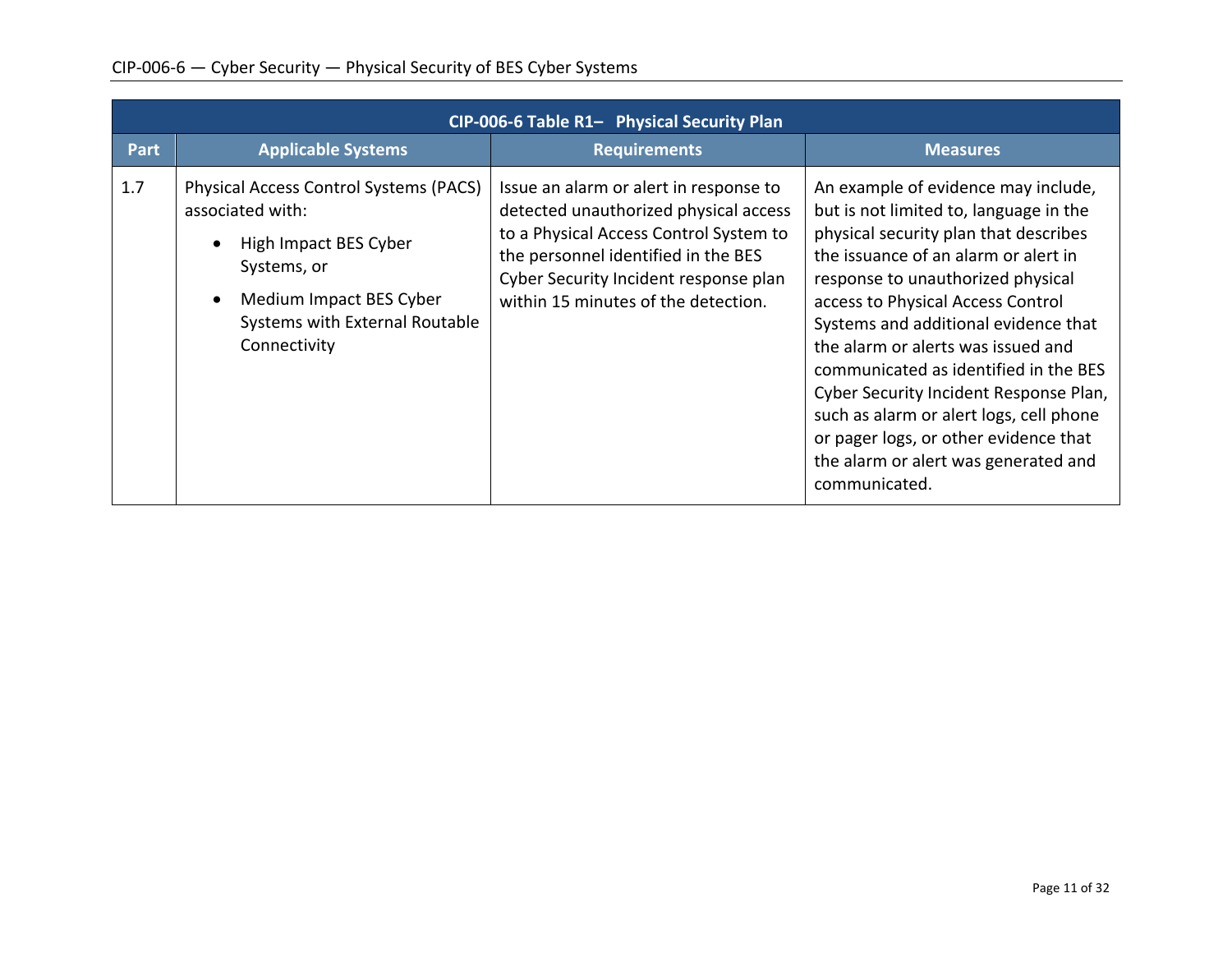| CIP-006-6 Table R1– Physical Security Plan | | | |
|---|---|---|---|
| **Part** | **Applicable Systems** | **Requirements** | **Measures** |
| 1.7 | Physical Access Control Systems (PACS) associated with:<br>• High Impact BES Cyber Systems, or<br>• Medium Impact BES Cyber Systems with External Routable Connectivity | Issue an alarm or alert in response to detected unauthorized physical access to a Physical Access Control System to the personnel identified in the BES Cyber Security Incident response plan within 15 minutes of the detection. | An example of evidence may include, but is not limited to, language in the physical security plan that describes the issuance of an alarm or alert in response to unauthorized physical access to Physical Access Control Systems and additional evidence that the alarm or alerts was issued and communicated as identified in the BES Cyber Security Incident Response Plan, such as alarm or alert logs, cell phone or pager logs, or other evidence that the alarm or alert was generated and communicated. |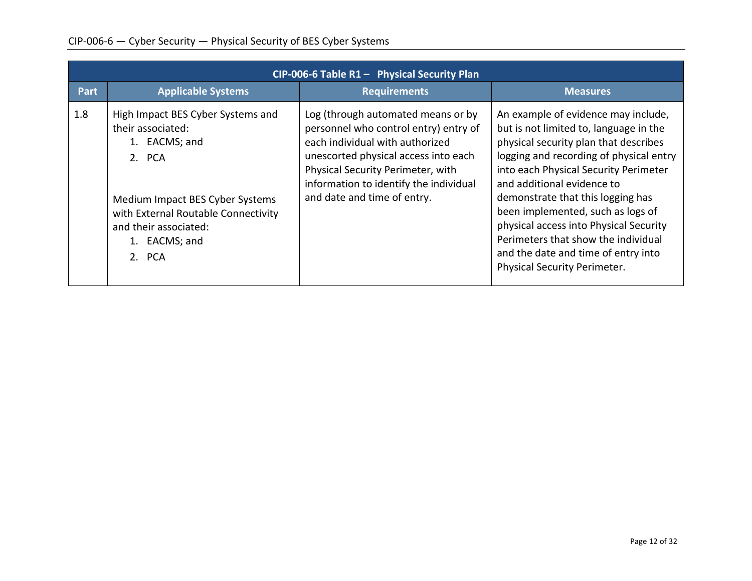| CIP-006-6 Table R1 – Physical Security Plan | | | |
|---|---|---|---|
| **Part** | **Applicable Systems** | **Requirements** | **Measures** |
| 1.8 | High Impact BES Cyber Systems and their associated:<br>1. EACMS; and<br>2. PCA<br><br>Medium Impact BES Cyber Systems with External Routable Connectivity and their associated:<br>1. EACMS; and<br>2. PCA | Log (through automated means or by personnel who control entry) entry of each individual with authorized unescorted physical access into each Physical Security Perimeter, with information to identify the individual and date and time of entry. | An example of evidence may include, but is not limited to, language in the physical security plan that describes logging and recording of physical entry into each Physical Security Perimeter and additional evidence to demonstrate that this logging has been implemented, such as logs of physical access into Physical Security Perimeters that show the individual and the date and time of entry into Physical Security Perimeter. |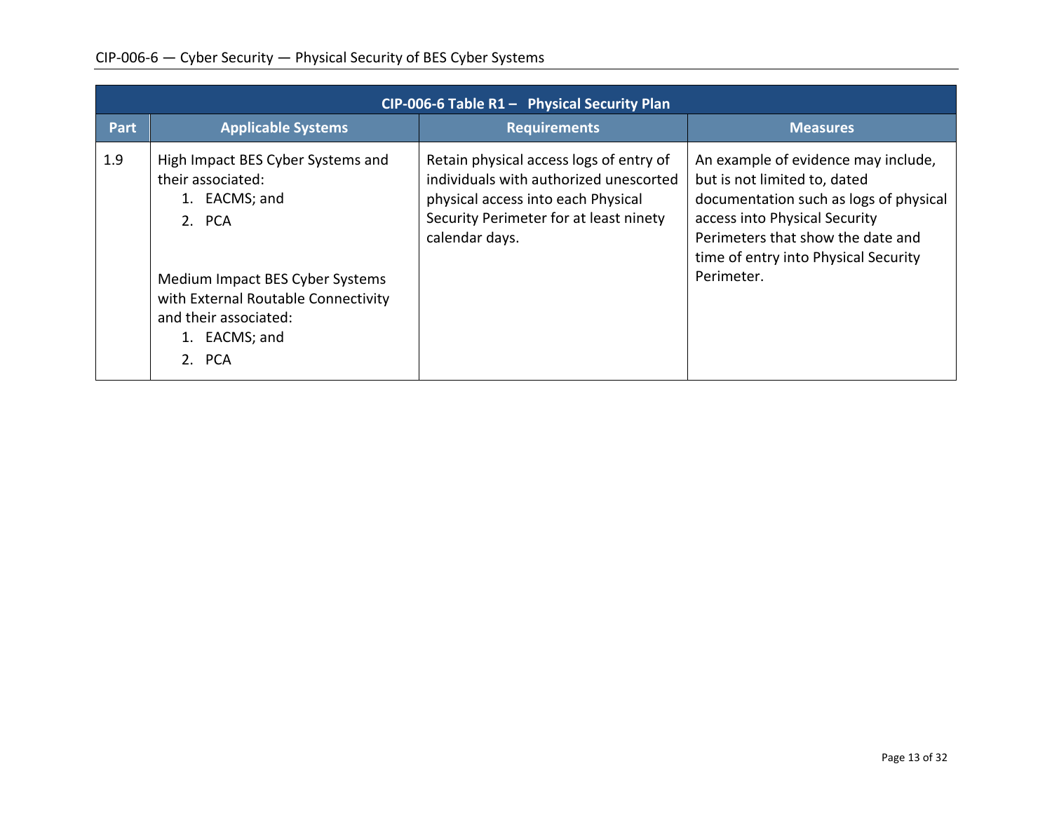| CIP-006-6 Table R1 – Physical Security Plan | | | |
|---|---|---|---|
| **Part** | **Applicable Systems** | **Requirements** | **Measures** |
| 1.9 | High Impact BES Cyber Systems and their associated:<br>1. EACMS; and<br>2. PCA<br><br>Medium Impact BES Cyber Systems with External Routable Connectivity and their associated:<br>1. EACMS; and<br>2. PCA | Retain physical access logs of entry of individuals with authorized unescorted physical access into each Physical Security Perimeter for at least ninety calendar days. | An example of evidence may include, but is not limited to, dated documentation such as logs of physical access into Physical Security Perimeters that show the date and time of entry into Physical Security Perimeter. |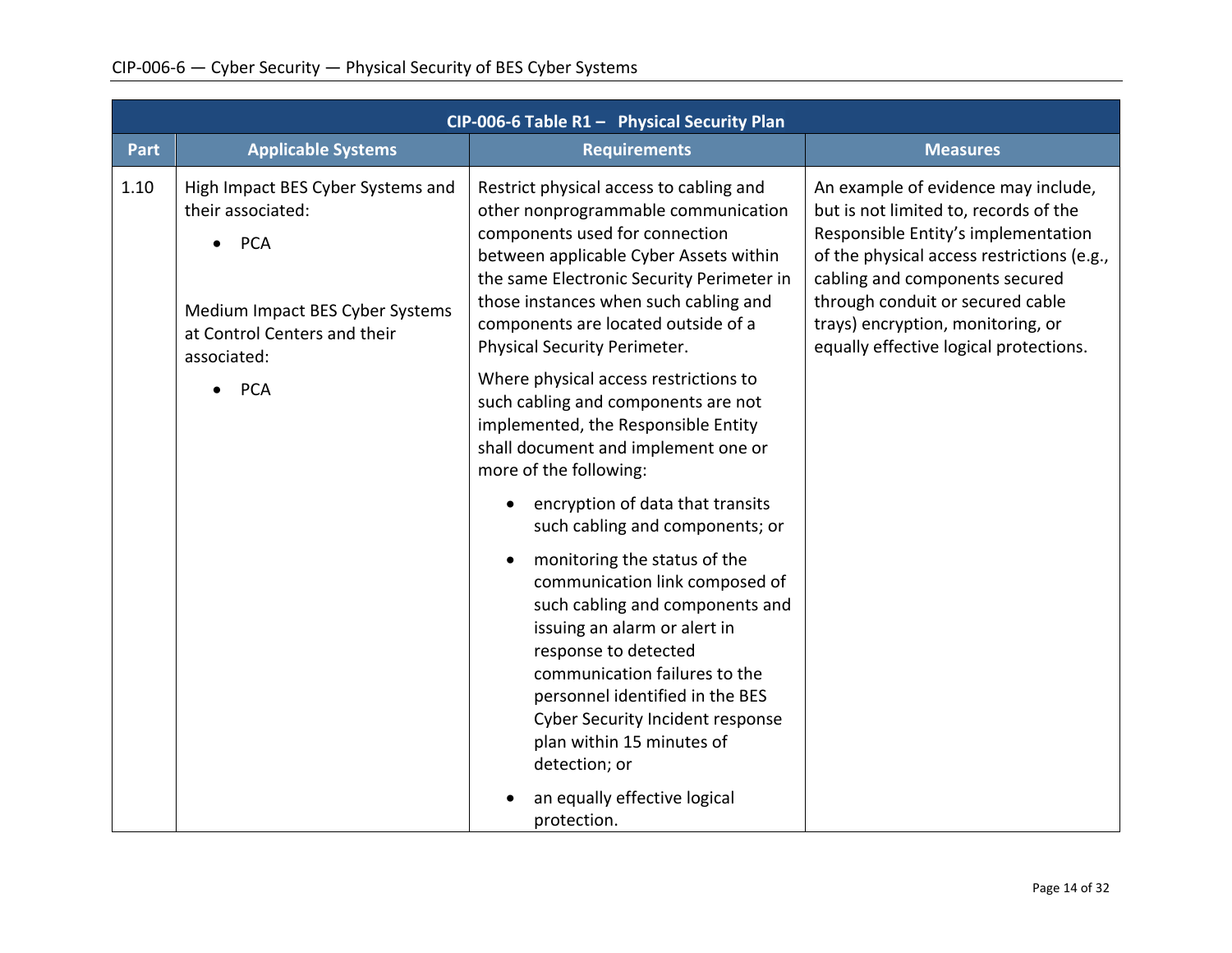| CIP-006-6 Table R1 – Physical Security Plan | | | |
|---|---|---|---|
| **Part** | **Applicable Systems** | **Requirements** | **Measures** |
| 1.10 | High Impact BES Cyber Systems and their associated:<br>• PCA<br><br>Medium Impact BES Cyber Systems at Control Centers and their associated:<br>• PCA | Restrict physical access to cabling and other nonprogrammable communication components used for connection between applicable Cyber Assets within the same Electronic Security Perimeter in those instances when such cabling and components are located outside of a Physical Security Perimeter.<br><br>Where physical access restrictions to such cabling and components are not implemented, the Responsible Entity shall document and implement one or more of the following:<br>• encryption of data that transits such cabling and components; or<br>• monitoring the status of the communication link composed of such cabling and components and issuing an alarm or alert in response to detected communication failures to the personnel identified in the BES Cyber Security Incident response plan within 15 minutes of detection; or<br>• an equally effective logical protection. | An example of evidence may include, but is not limited to, records of the Responsible Entity's implementation of the physical access restrictions (e.g., cabling and components secured through conduit or secured cable trays) encryption, monitoring, or equally effective logical protections. |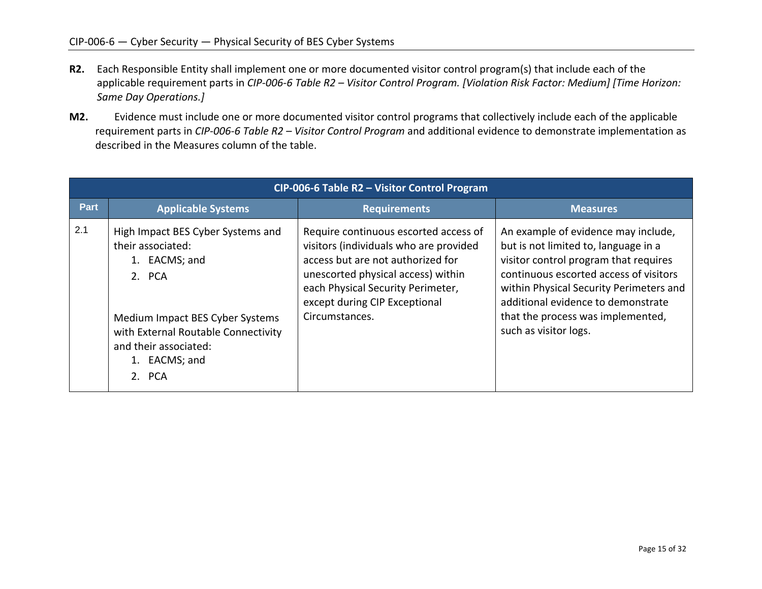**R2.** Each Responsible Entity shall implement one or more documented visitor control program(s) that include each of the applicable requirement parts in *CIP-006-6 Table R2 – Visitor Control Program. [Violation Risk Factor: Medium] [Time Horizon: Same Day Operations.]*

**M2.** Evidence must include one or more documented visitor control programs that collectively include each of the applicable requirement parts in *CIP-006-6 Table R2 – Visitor Control Program* and additional evidence to demonstrate implementation as described in the Measures column of the table.

| CIP-006-6 Table R2 – Visitor Control Program | | | |
|---|---|---|---|
| **Part** | **Applicable Systems** | **Requirements** | **Measures** |
| 2.1 | High Impact BES Cyber Systems and their associated:<br>1. EACMS; and<br>2. PCA<br><br>Medium Impact BES Cyber Systems with External Routable Connectivity and their associated:<br>1. EACMS; and<br>2. PCA | Require continuous escorted access of visitors (individuals who are provided access but are not authorized for unescorted physical access) within each Physical Security Perimeter, except during CIP Exceptional Circumstances. | An example of evidence may include, but is not limited to, language in a visitor control program that requires continuous escorted access of visitors within Physical Security Perimeters and additional evidence to demonstrate that the process was implemented, such as visitor logs. |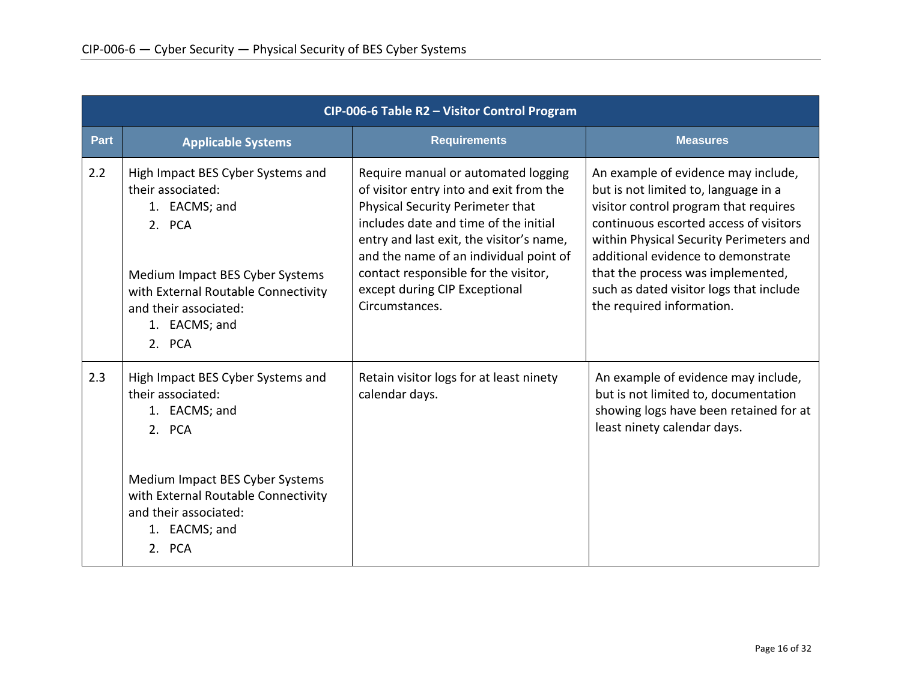| CIP-006-6 Table R2 – Visitor Control Program | | | |
|---|---|---|---|
| **Part** | **Applicable Systems** | **Requirements** | **Measures** |
| 2.2 | High Impact BES Cyber Systems and their associated:<br>1. EACMS; and<br>2. PCA<br><br>Medium Impact BES Cyber Systems with External Routable Connectivity and their associated:<br>1. EACMS; and<br>2. PCA | Require manual or automated logging of visitor entry into and exit from the Physical Security Perimeter that includes date and time of the initial entry and last exit, the visitor's name, and the name of an individual point of contact responsible for the visitor, except during CIP Exceptional Circumstances. | An example of evidence may include, but is not limited to, language in a visitor control program that requires continuous escorted access of visitors within Physical Security Perimeters and additional evidence to demonstrate that the process was implemented, such as dated visitor logs that include the required information. |
| 2.3 | High Impact BES Cyber Systems and their associated:<br>1. EACMS; and<br>2. PCA<br><br>Medium Impact BES Cyber Systems with External Routable Connectivity and their associated:<br>1. EACMS; and<br>2. PCA | Retain visitor logs for at least ninety calendar days. | An example of evidence may include, but is not limited to, documentation showing logs have been retained for at least ninety calendar days. |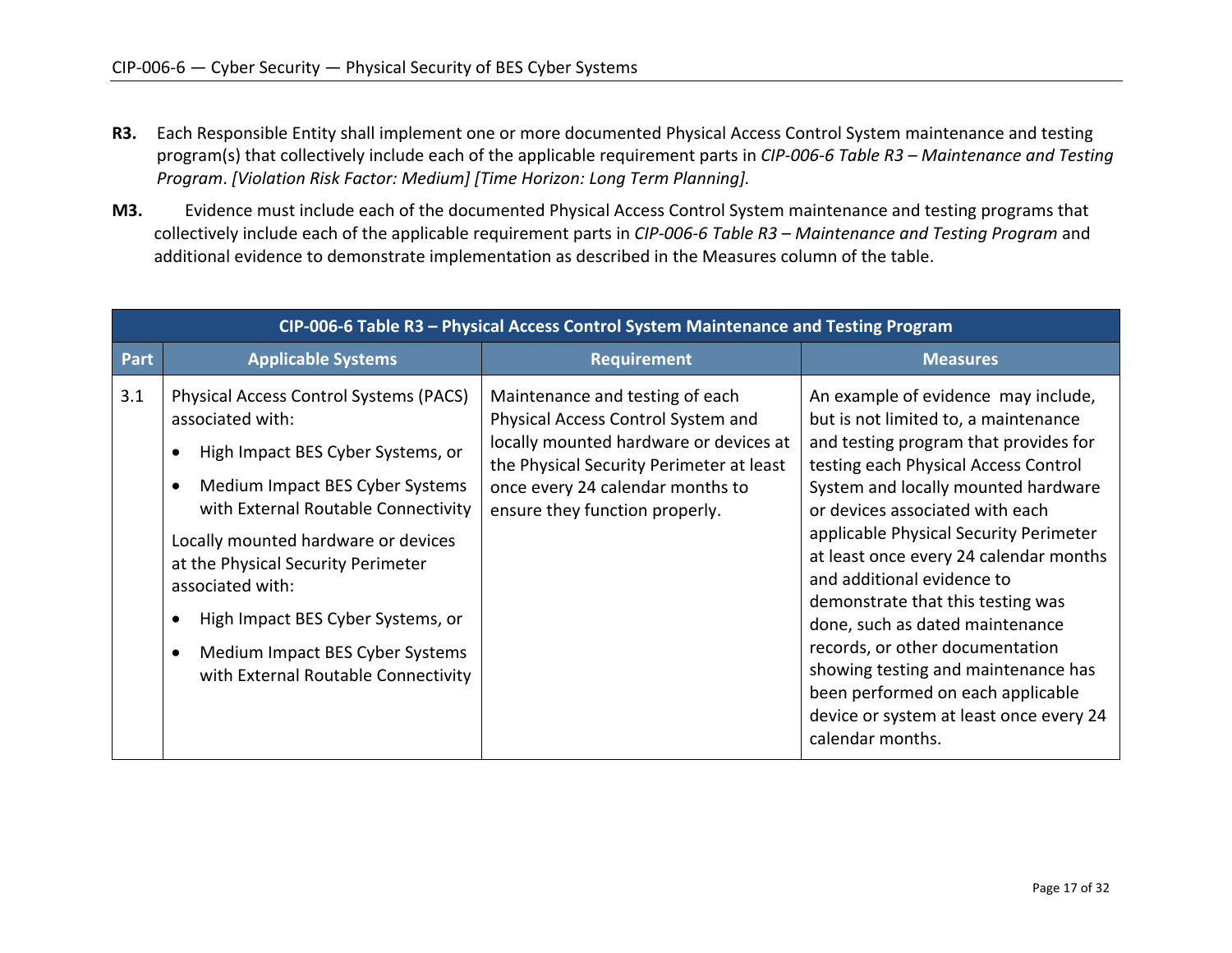**R3.** Each Responsible Entity shall implement one or more documented Physical Access Control System maintenance and testing program(s) that collectively include each of the applicable requirement parts in *CIP-006-6 Table R3 – Maintenance and Testing Program*. *[Violation Risk Factor: Medium] [Time Horizon: Long Term Planning].*

**M3.** Evidence must include each of the documented Physical Access Control System maintenance and testing programs that collectively include each of the applicable requirement parts in *CIP-006-6 Table R3 – Maintenance and Testing Program* and additional evidence to demonstrate implementation as described in the Measures column of the table.

| CIP-006-6 Table R3 – Physical Access Control System Maintenance and Testing Program | | | |
|---|---|---|---|
| **Part** | **Applicable Systems** | **Requirement** | **Measures** |
| 3.1 | Physical Access Control Systems (PACS) associated with:<br>• High Impact BES Cyber Systems, or<br>• Medium Impact BES Cyber Systems with External Routable Connectivity<br><br>Locally mounted hardware or devices at the Physical Security Perimeter associated with:<br>• High Impact BES Cyber Systems, or<br>• Medium Impact BES Cyber Systems with External Routable Connectivity | Maintenance and testing of each Physical Access Control System and locally mounted hardware or devices at the Physical Security Perimeter at least once every 24 calendar months to ensure they function properly. | An example of evidence may include, but is not limited to, a maintenance and testing program that provides for testing each Physical Access Control System and locally mounted hardware or devices associated with each applicable Physical Security Perimeter at least once every 24 calendar months and additional evidence to demonstrate that this testing was done, such as dated maintenance records, or other documentation showing testing and maintenance has been performed on each applicable device or system at least once every 24 calendar months. |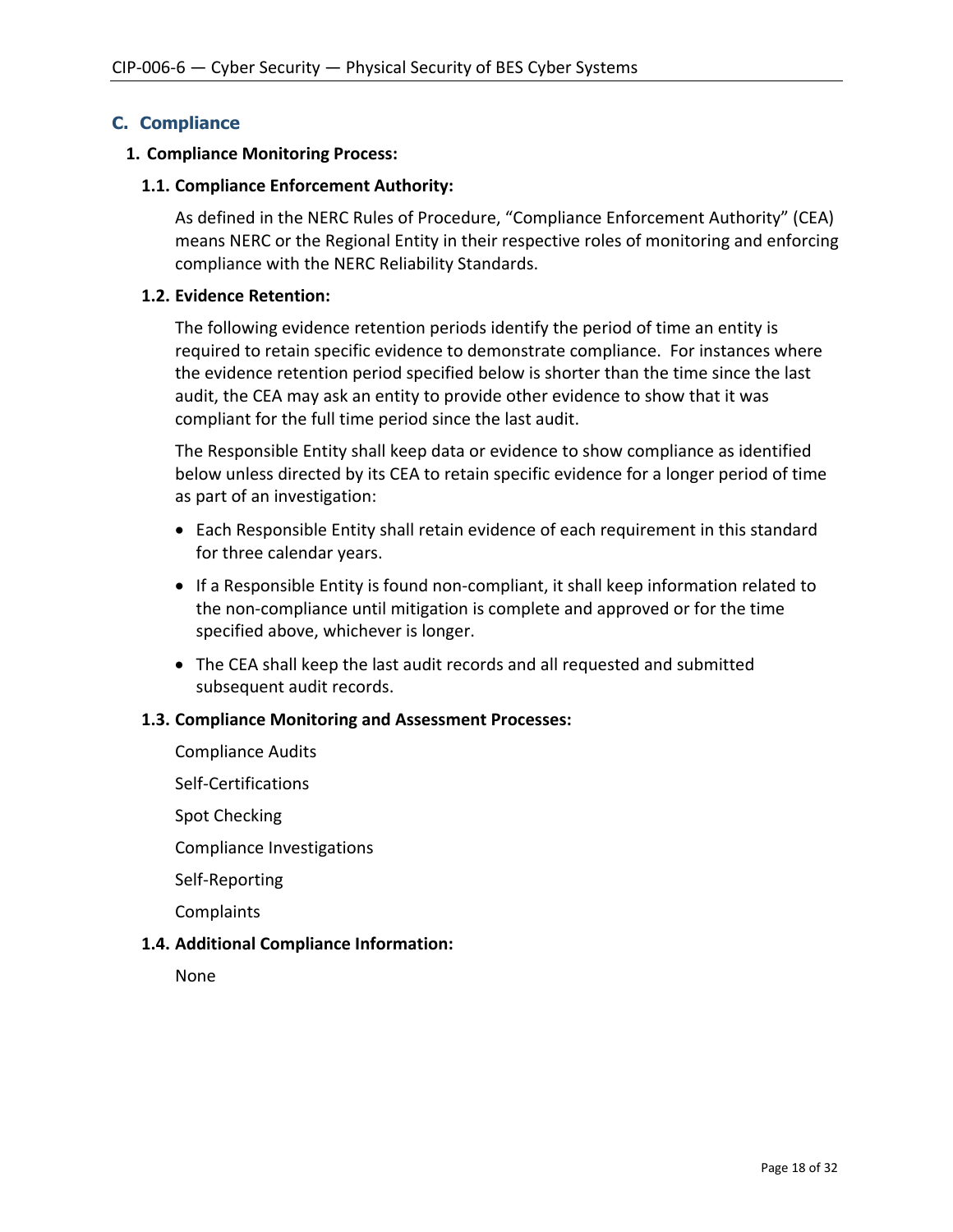## C. Compliance

### 1. Compliance Monitoring Process:

#### 1.1. Compliance Enforcement Authority:

As defined in the NERC Rules of Procedure, "Compliance Enforcement Authority" (CEA) means NERC or the Regional Entity in their respective roles of monitoring and enforcing compliance with the NERC Reliability Standards.

#### 1.2. Evidence Retention:

The following evidence retention periods identify the period of time an entity is required to retain specific evidence to demonstrate compliance. For instances where the evidence retention period specified below is shorter than the time since the last audit, the CEA may ask an entity to provide other evidence to show that it was compliant for the full time period since the last audit.

The Responsible Entity shall keep data or evidence to show compliance as identified below unless directed by its CEA to retain specific evidence for a longer period of time as part of an investigation:

- Each Responsible Entity shall retain evidence of each requirement in this standard for three calendar years.
- If a Responsible Entity is found non-compliant, it shall keep information related to the non-compliance until mitigation is complete and approved or for the time specified above, whichever is longer.
- The CEA shall keep the last audit records and all requested and submitted subsequent audit records.

#### 1.3. Compliance Monitoring and Assessment Processes:

Compliance Audits

Self-Certifications

Spot Checking

Compliance Investigations

Self-Reporting

Complaints

#### 1.4. Additional Compliance Information:

None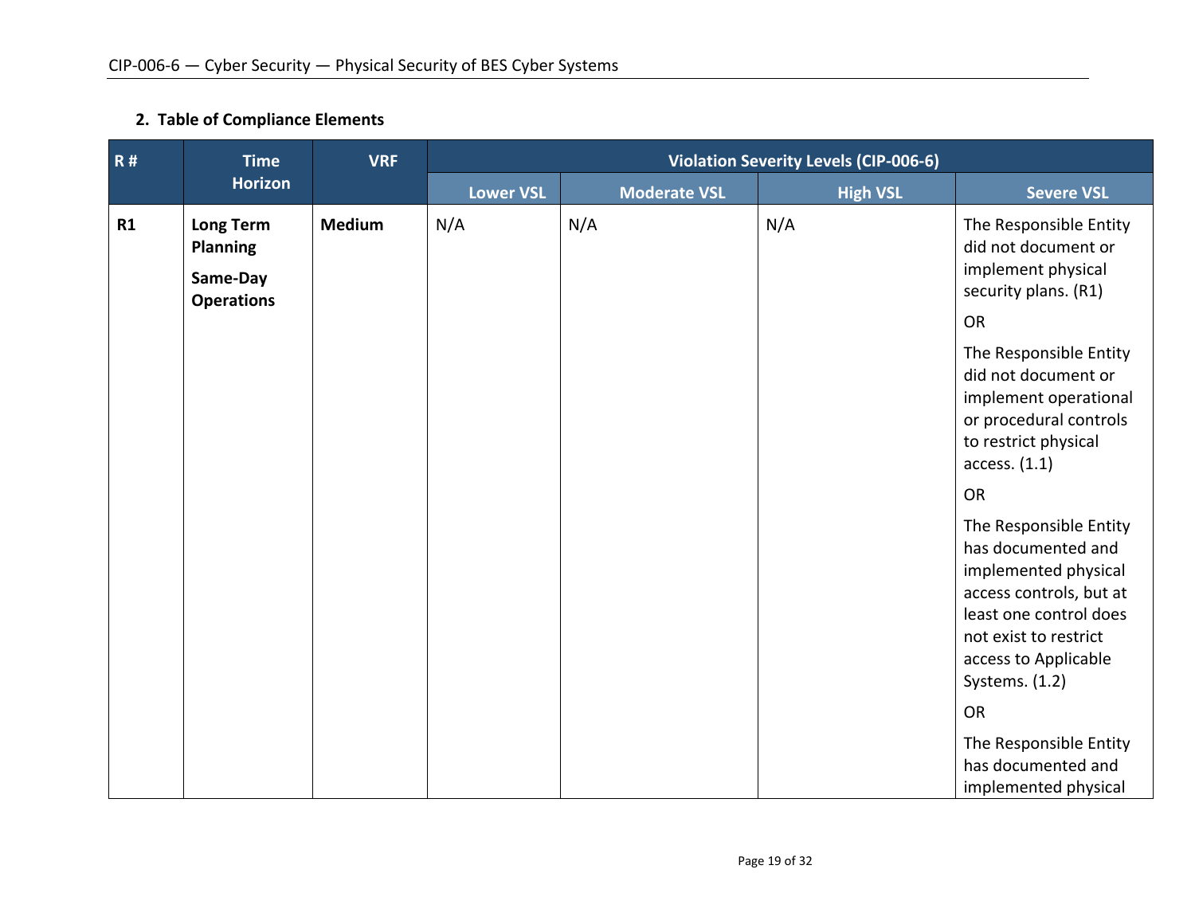### 2. Table of Compliance Elements

| R # | Time Horizon | VRF | Violation Severity Levels (CIP-006-6) | | | |
|---|---|---|---|---|---|---|
| | | | Lower VSL | Moderate VSL | High VSL | Severe VSL |
| **R1** | **Long Term Planning**<br><br>**Same-Day Operations** | **Medium** | N/A | N/A | N/A | The Responsible Entity did not document or implement physical security plans. (R1)<br><br>OR<br><br>The Responsible Entity did not document or implement operational or procedural controls to restrict physical access. (1.1)<br><br>OR<br><br>The Responsible Entity has documented and implemented physical access controls, but at least one control does not exist to restrict access to Applicable Systems. (1.2)<br><br>OR<br><br>The Responsible Entity has documented and implemented physical |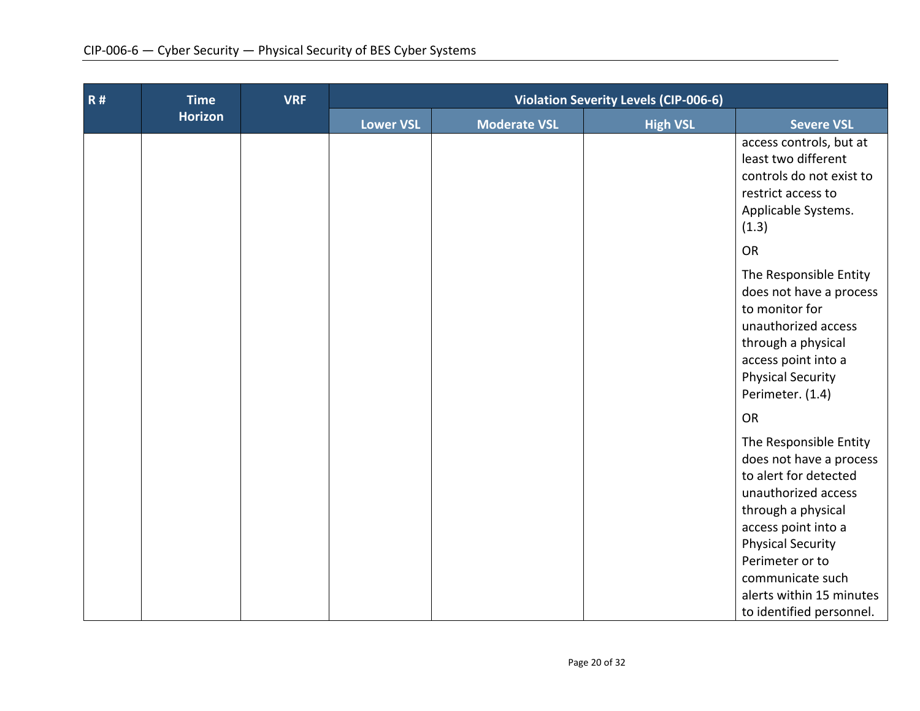| R # | Time Horizon | VRF | Violation Severity Levels (CIP-006-6) | | | |
|---|---|---|---|---|---|---|
| | | | Lower VSL | Moderate VSL | High VSL | Severe VSL |
| | | | | | | access controls, but at least two different controls do not exist to restrict access to Applicable Systems. (1.3)<br><br>OR<br><br>The Responsible Entity does not have a process to monitor for unauthorized access through a physical access point into a Physical Security Perimeter. (1.4)<br><br>OR<br><br>The Responsible Entity does not have a process to alert for detected unauthorized access through a physical access point into a Physical Security Perimeter or to communicate such alerts within 15 minutes to identified personnel. |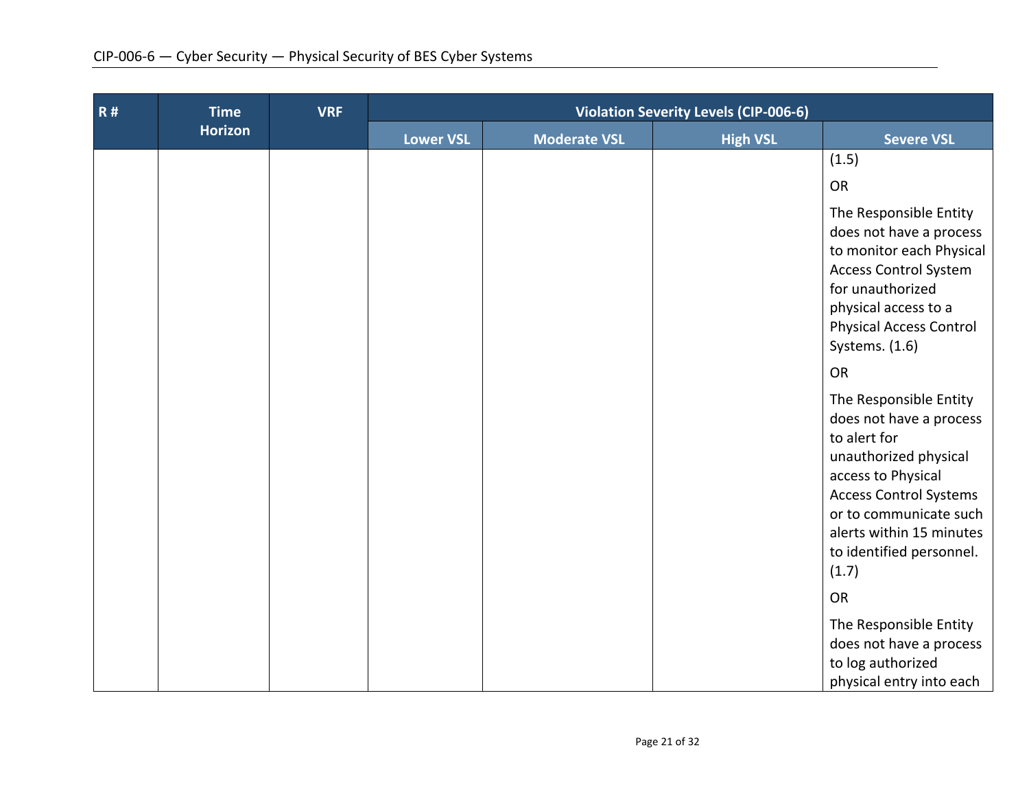| R # | Time Horizon | VRF | Violation Severity Levels (CIP-006-6) | | | |
|---|---|---|---|---|---|---|
| | | | Lower VSL | Moderate VSL | High VSL | Severe VSL |
| | | | | | | (1.5) OR The Responsible Entity does not have a process to monitor each Physical Access Control System for unauthorized physical access to a Physical Access Control Systems. (1.6) OR The Responsible Entity does not have a process to alert for unauthorized physical access to Physical Access Control Systems or to communicate such alerts within 15 minutes to identified personnel. (1.7) OR The Responsible Entity does not have a process to log authorized physical entry into each |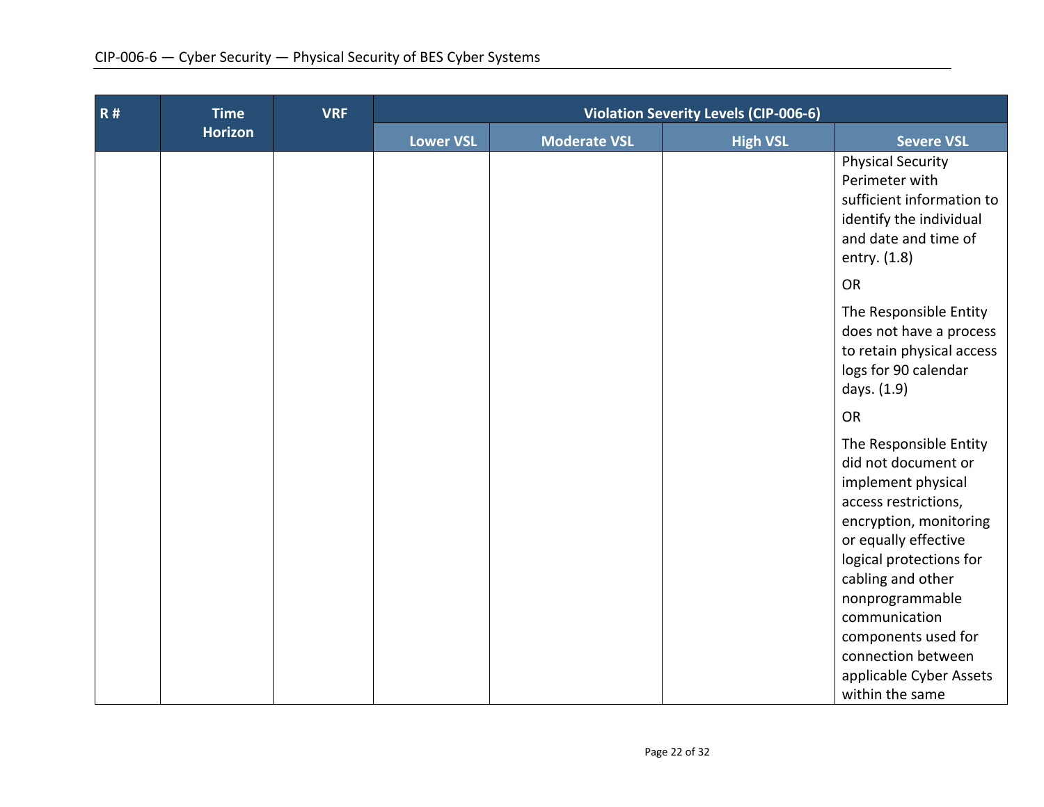| R # | Time Horizon | VRF | Violation Severity Levels (CIP-006-6) | | | |
|---|---|---|---|---|---|---|
| | | | Lower VSL | Moderate VSL | High VSL | Severe VSL |
| | | | | | | Physical Security Perimeter with sufficient information to identify the individual and date and time of entry. (1.8)<br><br>OR<br><br>The Responsible Entity does not have a process to retain physical access logs for 90 calendar days. (1.9)<br><br>OR<br><br>The Responsible Entity did not document or implement physical access restrictions, encryption, monitoring or equally effective logical protections for cabling and other nonprogrammable communication components used for connection between applicable Cyber Assets within the same |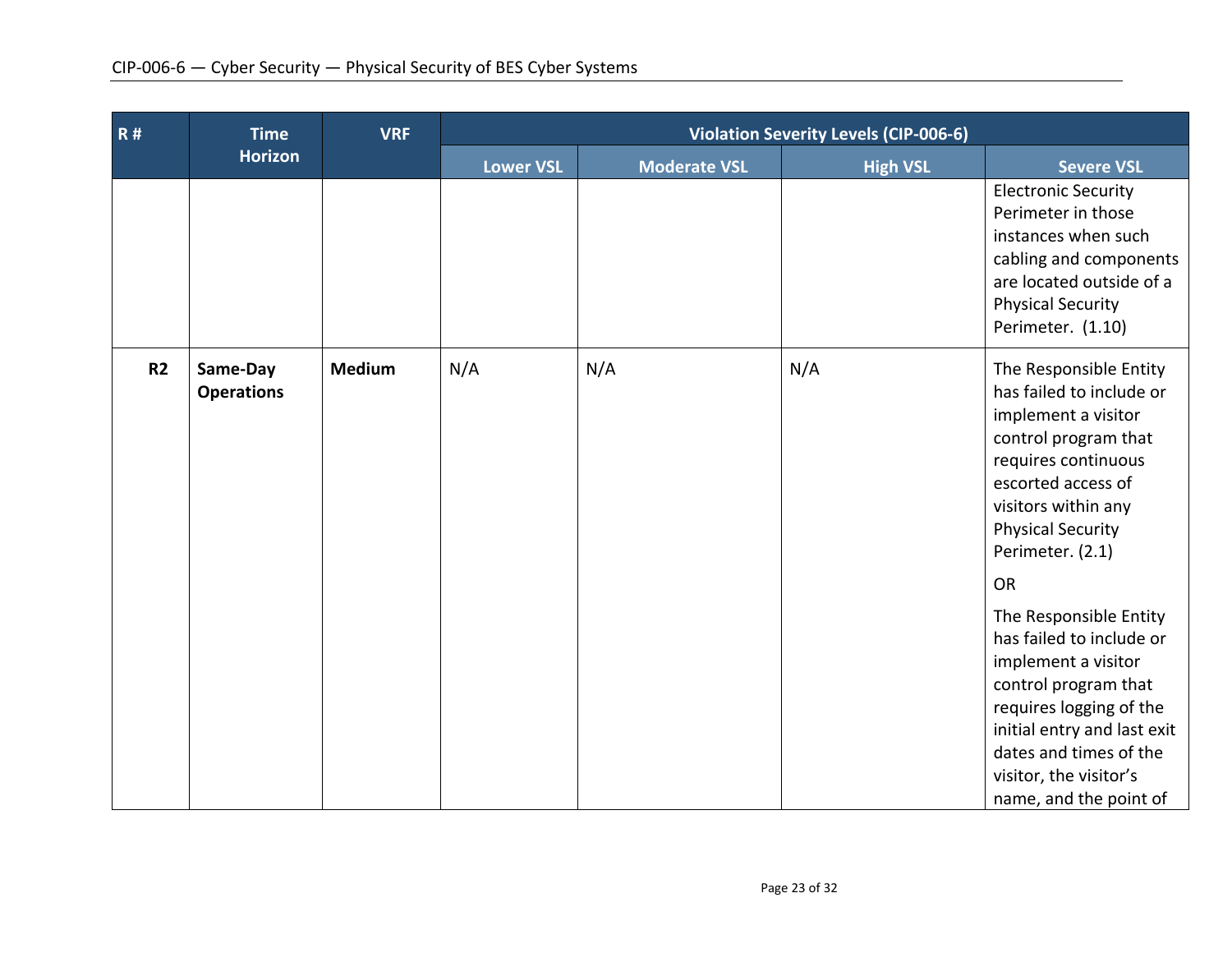| R # | Time Horizon | VRF | Violation Severity Levels (CIP-006-6) | | | |
|---|---|---|---|---|---|---|
| | | | Lower VSL | Moderate VSL | High VSL | Severe VSL |
| | | | | | | Electronic Security Perimeter in those instances when such cabling and components are located outside of a Physical Security Perimeter. (1.10) |
| **R2** | **Same-Day Operations** | **Medium** | N/A | N/A | N/A | The Responsible Entity has failed to include or implement a visitor control program that requires continuous escorted access of visitors within any Physical Security Perimeter. (2.1)<br><br>OR<br><br>The Responsible Entity has failed to include or implement a visitor control program that requires logging of the initial entry and last exit dates and times of the visitor, the visitor's name, and the point of |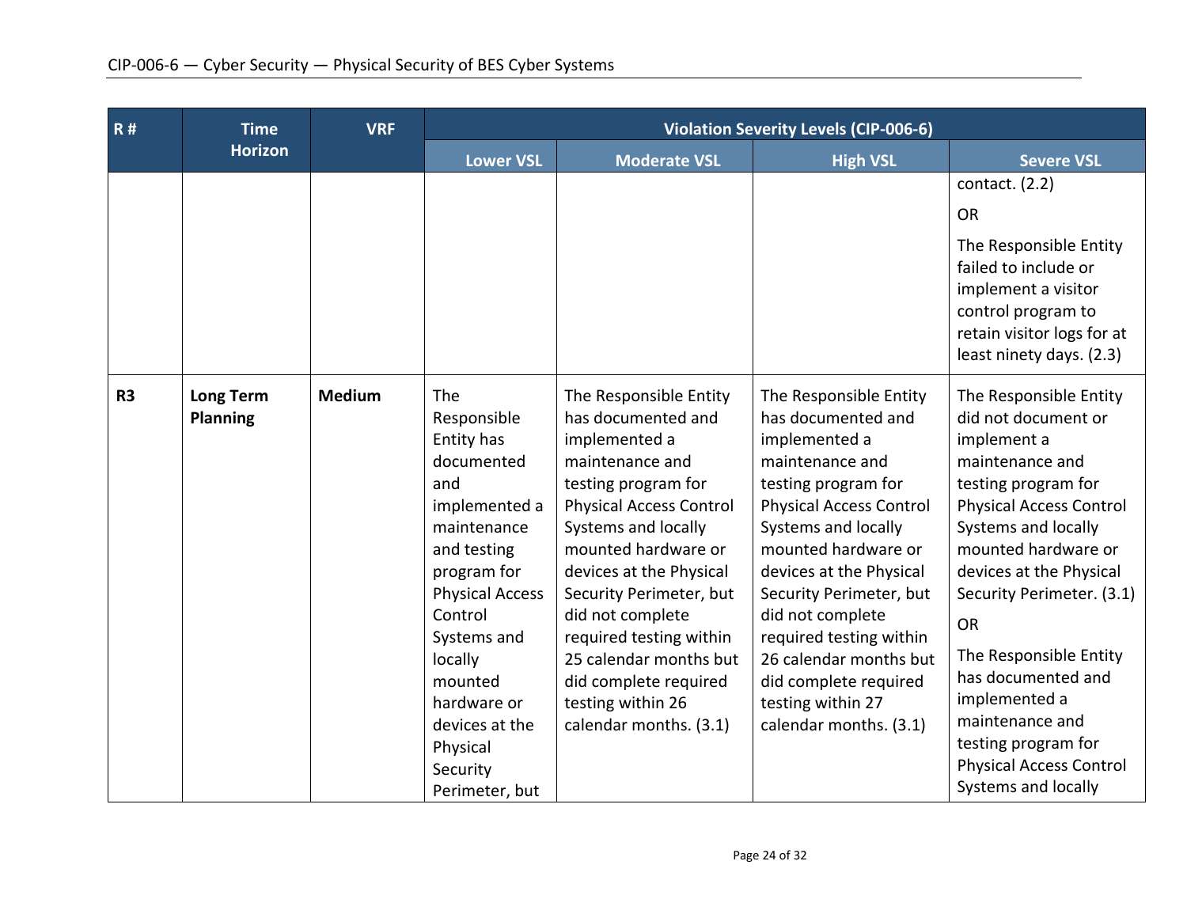| R # | Time Horizon | VRF | Violation Severity Levels (CIP-006-6) | | | |
|---|---|---|---|---|---|---|
| | | | Lower VSL | Moderate VSL | High VSL | Severe VSL |
| | | | | | | contact. (2.2)<br><br>OR<br><br>The Responsible Entity failed to include or implement a visitor control program to retain visitor logs for at least ninety days. (2.3) |
| **R3** | **Long Term Planning** | **Medium** | The Responsible Entity has documented and implemented a maintenance and testing program for Physical Access Control Systems and locally mounted hardware or devices at the Physical Security Perimeter, but | The Responsible Entity has documented and implemented a maintenance and testing program for Physical Access Control Systems and locally mounted hardware or devices at the Physical Security Perimeter, but did not complete required testing within 25 calendar months but did complete required testing within 26 calendar months. (3.1) | The Responsible Entity has documented and implemented a maintenance and testing program for Physical Access Control Systems and locally mounted hardware or devices at the Physical Security Perimeter, but did not complete required testing within 26 calendar months but did complete required testing within 27 calendar months. (3.1) | The Responsible Entity did not document or implement a maintenance and testing program for Physical Access Control Systems and locally mounted hardware or devices at the Physical Security Perimeter. (3.1)<br><br>OR<br><br>The Responsible Entity has documented and implemented a maintenance and testing program for Physical Access Control Systems and locally |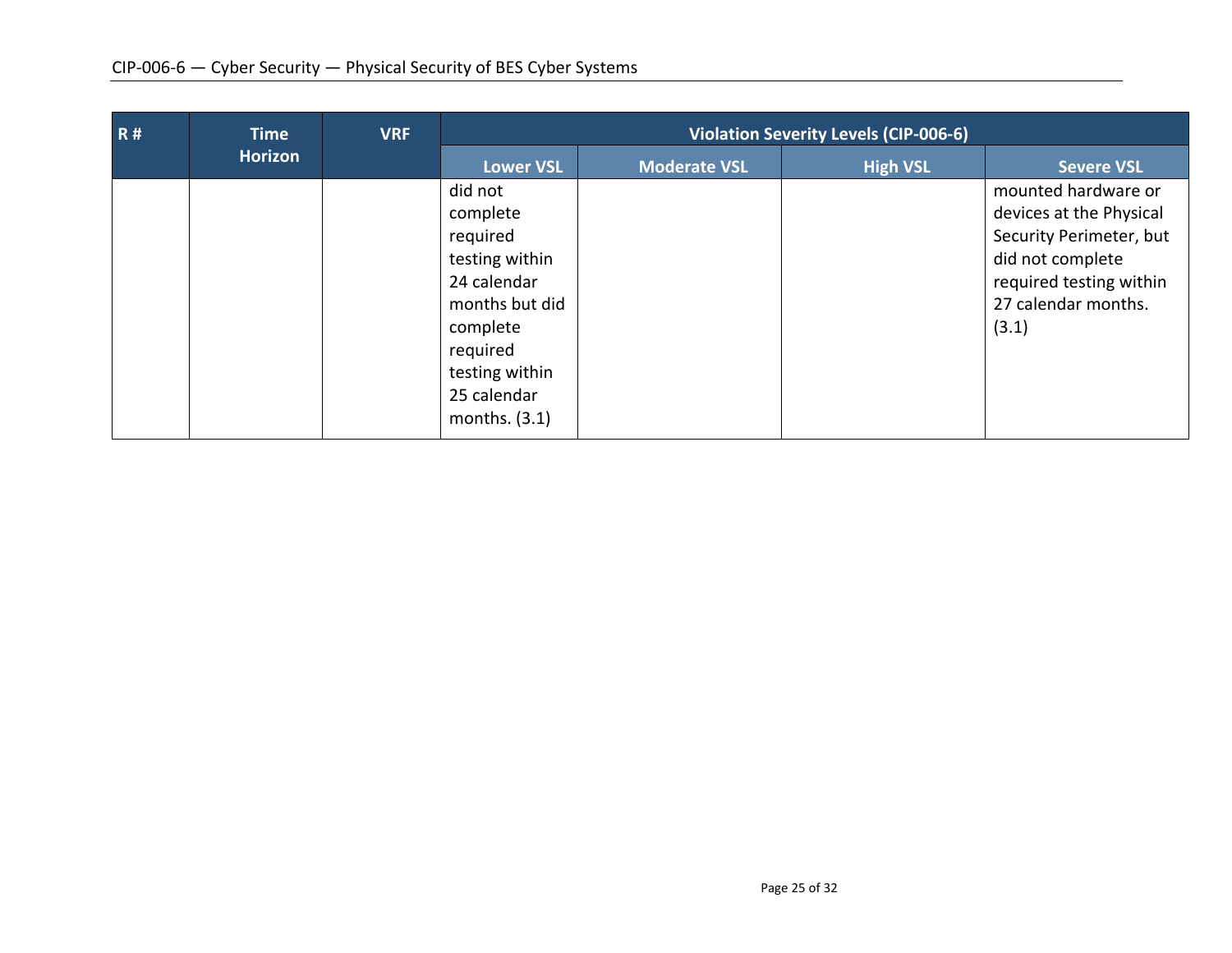| R # | Time Horizon | VRF | Violation Severity Levels (CIP-006-6) | | | |
|---|---|---|---|---|---|---|
| | | | Lower VSL | Moderate VSL | High VSL | Severe VSL |
| | | | did not complete required testing within 24 calendar months but did complete required testing within 25 calendar months. (3.1) | | | mounted hardware or devices at the Physical Security Perimeter, but did not complete required testing within 27 calendar months. (3.1) |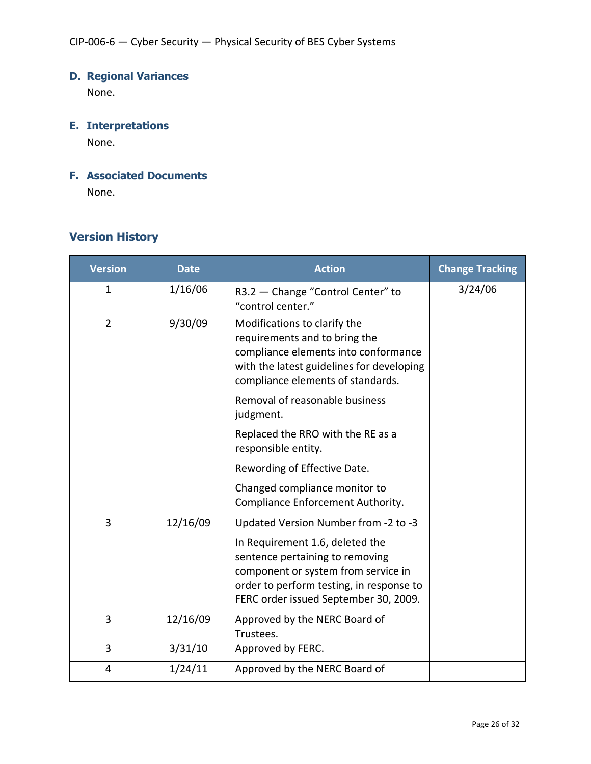### D. Regional Variances

None.

### E. Interpretations

None.

### F. Associated Documents

None.

## Version History

| Version | Date | Action | Change Tracking |
|---|---|---|---|
| 1 | 1/16/06 | R3.2 — Change "Control Center" to "control center." | 3/24/06 |
| 2 | 9/30/09 | Modifications to clarify the requirements and to bring the compliance elements into conformance with the latest guidelines for developing compliance elements of standards.<br><br>Removal of reasonable business judgment.<br><br>Replaced the RRO with the RE as a responsible entity.<br><br>Rewording of Effective Date.<br><br>Changed compliance monitor to Compliance Enforcement Authority. | |
| 3 | 12/16/09 | Updated Version Number from -2 to -3<br><br>In Requirement 1.6, deleted the sentence pertaining to removing component or system from service in order to perform testing, in response to FERC order issued September 30, 2009. | |
| 3 | 12/16/09 | Approved by the NERC Board of Trustees. | |
| 3 | 3/31/10 | Approved by FERC. | |
| 4 | 1/24/11 | Approved by the NERC Board of | |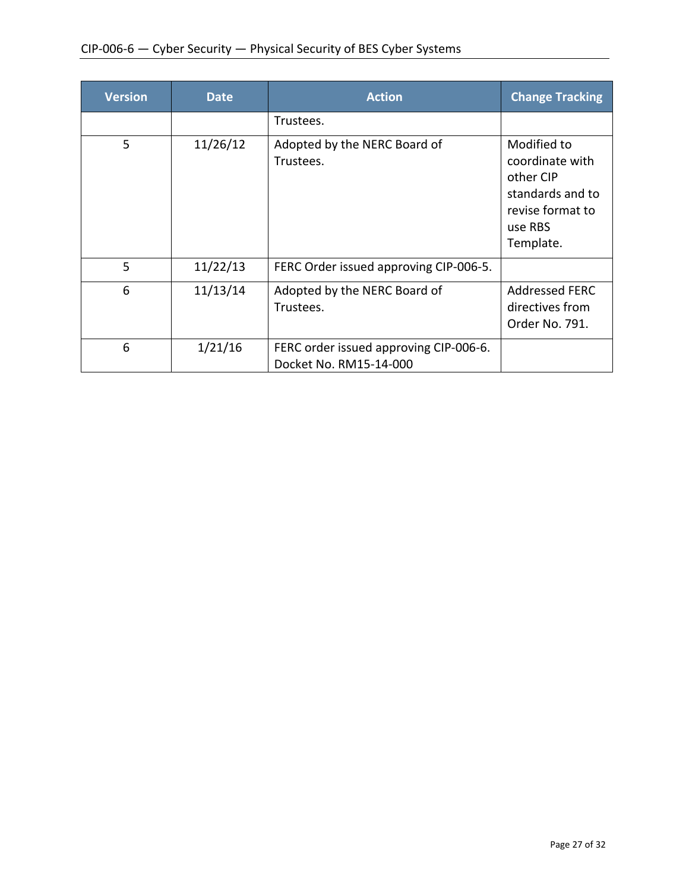| Version | Date | Action | Change Tracking |
|---|---|---|---|
| | | Trustees. | |
| 5 | 11/26/12 | Adopted by the NERC Board of Trustees. | Modified to coordinate with other CIP standards and to revise format to use RBS Template. |
| 5 | 11/22/13 | FERC Order issued approving CIP-006-5. | |
| 6 | 11/13/14 | Adopted by the NERC Board of Trustees. | Addressed FERC directives from Order No. 791. |
| 6 | 1/21/16 | FERC order issued approving CIP-006-6. Docket No. RM15-14-000 | |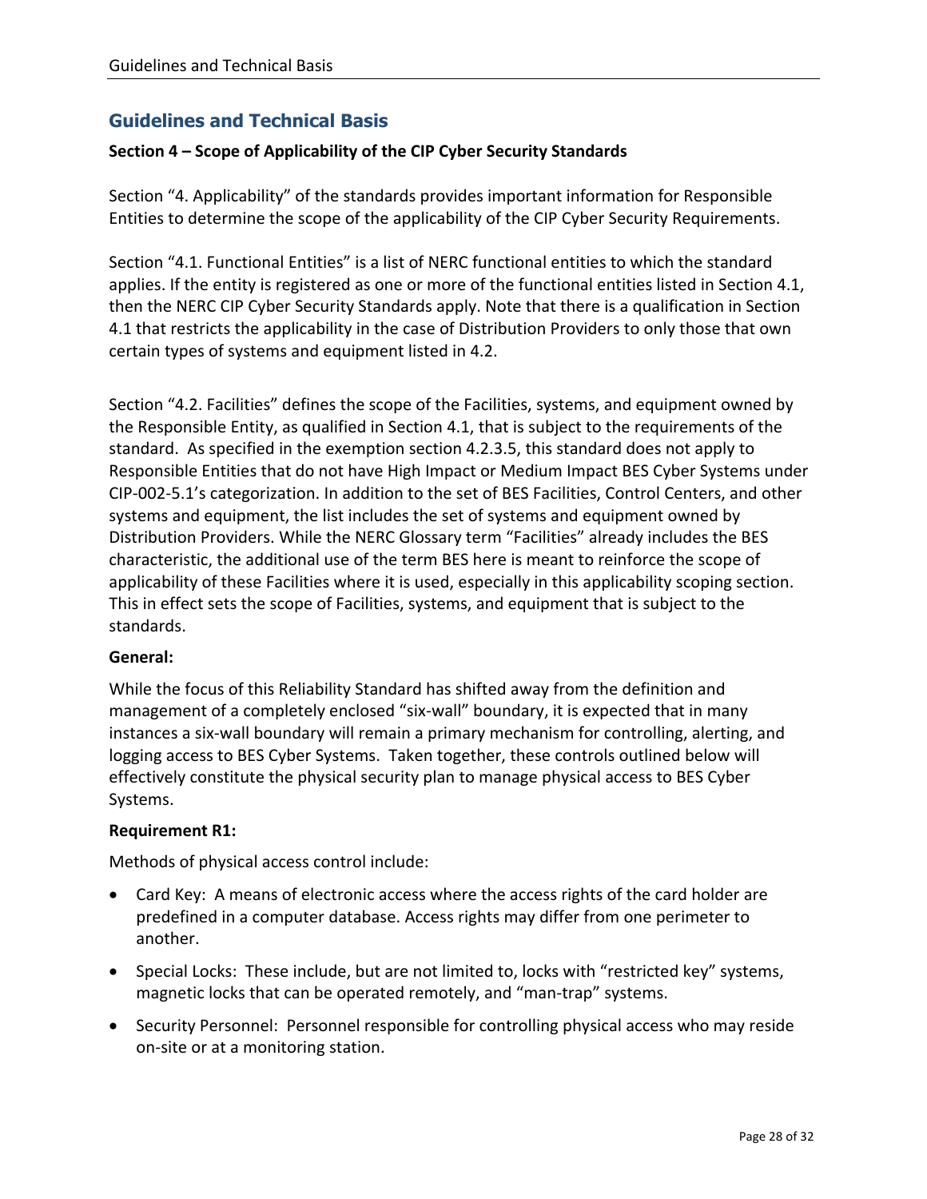## Guidelines and Technical Basis

**Section 4 – Scope of Applicability of the CIP Cyber Security Standards**

Section "4. Applicability" of the standards provides important information for Responsible Entities to determine the scope of the applicability of the CIP Cyber Security Requirements.

Section "4.1. Functional Entities" is a list of NERC functional entities to which the standard applies. If the entity is registered as one or more of the functional entities listed in Section 4.1, then the NERC CIP Cyber Security Standards apply. Note that there is a qualification in Section 4.1 that restricts the applicability in the case of Distribution Providers to only those that own certain types of systems and equipment listed in 4.2.

Section "4.2. Facilities" defines the scope of the Facilities, systems, and equipment owned by the Responsible Entity, as qualified in Section 4.1, that is subject to the requirements of the standard. As specified in the exemption section 4.2.3.5, this standard does not apply to Responsible Entities that do not have High Impact or Medium Impact BES Cyber Systems under CIP-002-5.1's categorization. In addition to the set of BES Facilities, Control Centers, and other systems and equipment, the list includes the set of systems and equipment owned by Distribution Providers. While the NERC Glossary term "Facilities" already includes the BES characteristic, the additional use of the term BES here is meant to reinforce the scope of applicability of these Facilities where it is used, especially in this applicability scoping section. This in effect sets the scope of Facilities, systems, and equipment that is subject to the standards.

**General:**

While the focus of this Reliability Standard has shifted away from the definition and management of a completely enclosed "six-wall" boundary, it is expected that in many instances a six-wall boundary will remain a primary mechanism for controlling, alerting, and logging access to BES Cyber Systems. Taken together, these controls outlined below will effectively constitute the physical security plan to manage physical access to BES Cyber Systems.

**Requirement R1:**

Methods of physical access control include:

- Card Key: A means of electronic access where the access rights of the card holder are predefined in a computer database. Access rights may differ from one perimeter to another.
- Special Locks: These include, but are not limited to, locks with "restricted key" systems, magnetic locks that can be operated remotely, and "man-trap" systems.
- Security Personnel: Personnel responsible for controlling physical access who may reside on-site or at a monitoring station.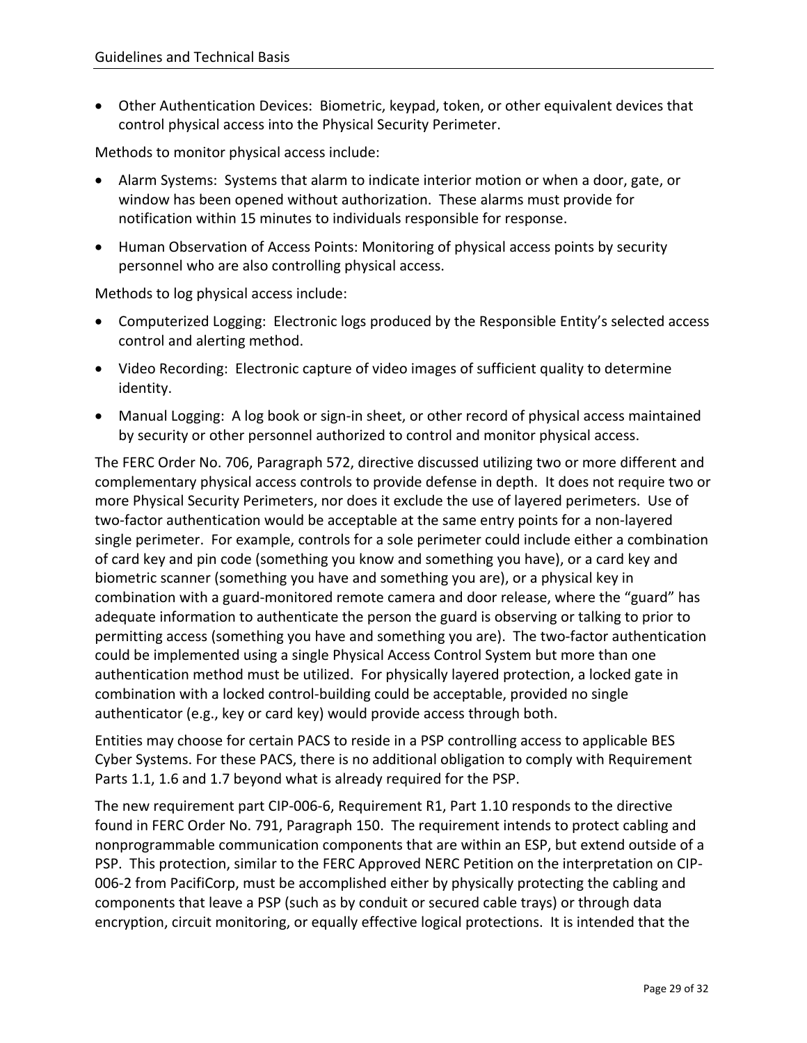- Other Authentication Devices: Biometric, keypad, token, or other equivalent devices that control physical access into the Physical Security Perimeter.

Methods to monitor physical access include:

- Alarm Systems: Systems that alarm to indicate interior motion or when a door, gate, or window has been opened without authorization. These alarms must provide for notification within 15 minutes to individuals responsible for response.
- Human Observation of Access Points: Monitoring of physical access points by security personnel who are also controlling physical access.

Methods to log physical access include:

- Computerized Logging: Electronic logs produced by the Responsible Entity's selected access control and alerting method.
- Video Recording: Electronic capture of video images of sufficient quality to determine identity.
- Manual Logging: A log book or sign-in sheet, or other record of physical access maintained by security or other personnel authorized to control and monitor physical access.

The FERC Order No. 706, Paragraph 572, directive discussed utilizing two or more different and complementary physical access controls to provide defense in depth. It does not require two or more Physical Security Perimeters, nor does it exclude the use of layered perimeters. Use of two-factor authentication would be acceptable at the same entry points for a non-layered single perimeter. For example, controls for a sole perimeter could include either a combination of card key and pin code (something you know and something you have), or a card key and biometric scanner (something you have and something you are), or a physical key in combination with a guard-monitored remote camera and door release, where the "guard" has adequate information to authenticate the person the guard is observing or talking to prior to permitting access (something you have and something you are). The two-factor authentication could be implemented using a single Physical Access Control System but more than one authentication method must be utilized. For physically layered protection, a locked gate in combination with a locked control-building could be acceptable, provided no single authenticator (e.g., key or card key) would provide access through both.

Entities may choose for certain PACS to reside in a PSP controlling access to applicable BES Cyber Systems. For these PACS, there is no additional obligation to comply with Requirement Parts 1.1, 1.6 and 1.7 beyond what is already required for the PSP.

The new requirement part CIP-006-6, Requirement R1, Part 1.10 responds to the directive found in FERC Order No. 791, Paragraph 150. The requirement intends to protect cabling and nonprogrammable communication components that are within an ESP, but extend outside of a PSP. This protection, similar to the FERC Approved NERC Petition on the interpretation on CIP-006-2 from PacifiCorp, must be accomplished either by physically protecting the cabling and components that leave a PSP (such as by conduit or secured cable trays) or through data encryption, circuit monitoring, or equally effective logical protections. It is intended that the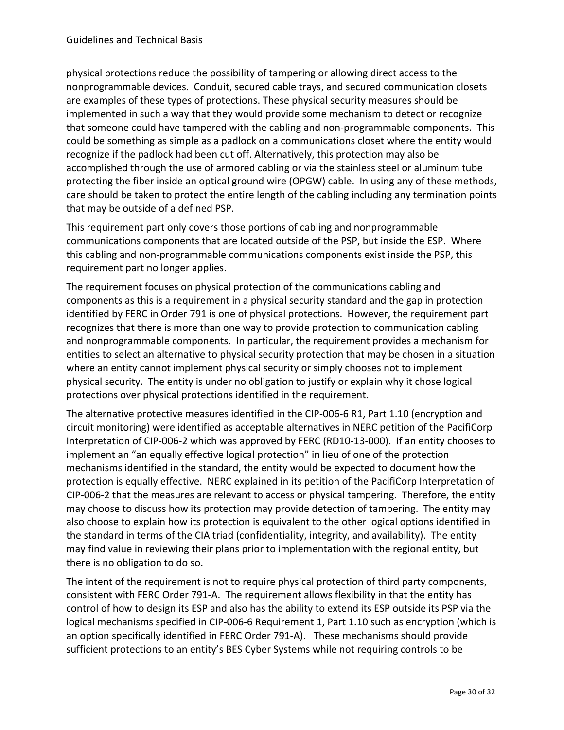physical protections reduce the possibility of tampering or allowing direct access to the nonprogrammable devices. Conduit, secured cable trays, and secured communication closets are examples of these types of protections. These physical security measures should be implemented in such a way that they would provide some mechanism to detect or recognize that someone could have tampered with the cabling and non-programmable components. This could be something as simple as a padlock on a communications closet where the entity would recognize if the padlock had been cut off. Alternatively, this protection may also be accomplished through the use of armored cabling or via the stainless steel or aluminum tube protecting the fiber inside an optical ground wire (OPGW) cable. In using any of these methods, care should be taken to protect the entire length of the cabling including any termination points that may be outside of a defined PSP.

This requirement part only covers those portions of cabling and nonprogrammable communications components that are located outside of the PSP, but inside the ESP. Where this cabling and non-programmable communications components exist inside the PSP, this requirement part no longer applies.

The requirement focuses on physical protection of the communications cabling and components as this is a requirement in a physical security standard and the gap in protection identified by FERC in Order 791 is one of physical protections. However, the requirement part recognizes that there is more than one way to provide protection to communication cabling and nonprogrammable components. In particular, the requirement provides a mechanism for entities to select an alternative to physical security protection that may be chosen in a situation where an entity cannot implement physical security or simply chooses not to implement physical security. The entity is under no obligation to justify or explain why it chose logical protections over physical protections identified in the requirement.

The alternative protective measures identified in the CIP-006-6 R1, Part 1.10 (encryption and circuit monitoring) were identified as acceptable alternatives in NERC petition of the PacifiCorp Interpretation of CIP-006-2 which was approved by FERC (RD10-13-000). If an entity chooses to implement an "an equally effective logical protection" in lieu of one of the protection mechanisms identified in the standard, the entity would be expected to document how the protection is equally effective. NERC explained in its petition of the PacifiCorp Interpretation of CIP-006-2 that the measures are relevant to access or physical tampering. Therefore, the entity may choose to discuss how its protection may provide detection of tampering. The entity may also choose to explain how its protection is equivalent to the other logical options identified in the standard in terms of the CIA triad (confidentiality, integrity, and availability). The entity may find value in reviewing their plans prior to implementation with the regional entity, but there is no obligation to do so.

The intent of the requirement is not to require physical protection of third party components, consistent with FERC Order 791-A. The requirement allows flexibility in that the entity has control of how to design its ESP and also has the ability to extend its ESP outside its PSP via the logical mechanisms specified in CIP-006-6 Requirement 1, Part 1.10 such as encryption (which is an option specifically identified in FERC Order 791-A). These mechanisms should provide sufficient protections to an entity's BES Cyber Systems while not requiring controls to be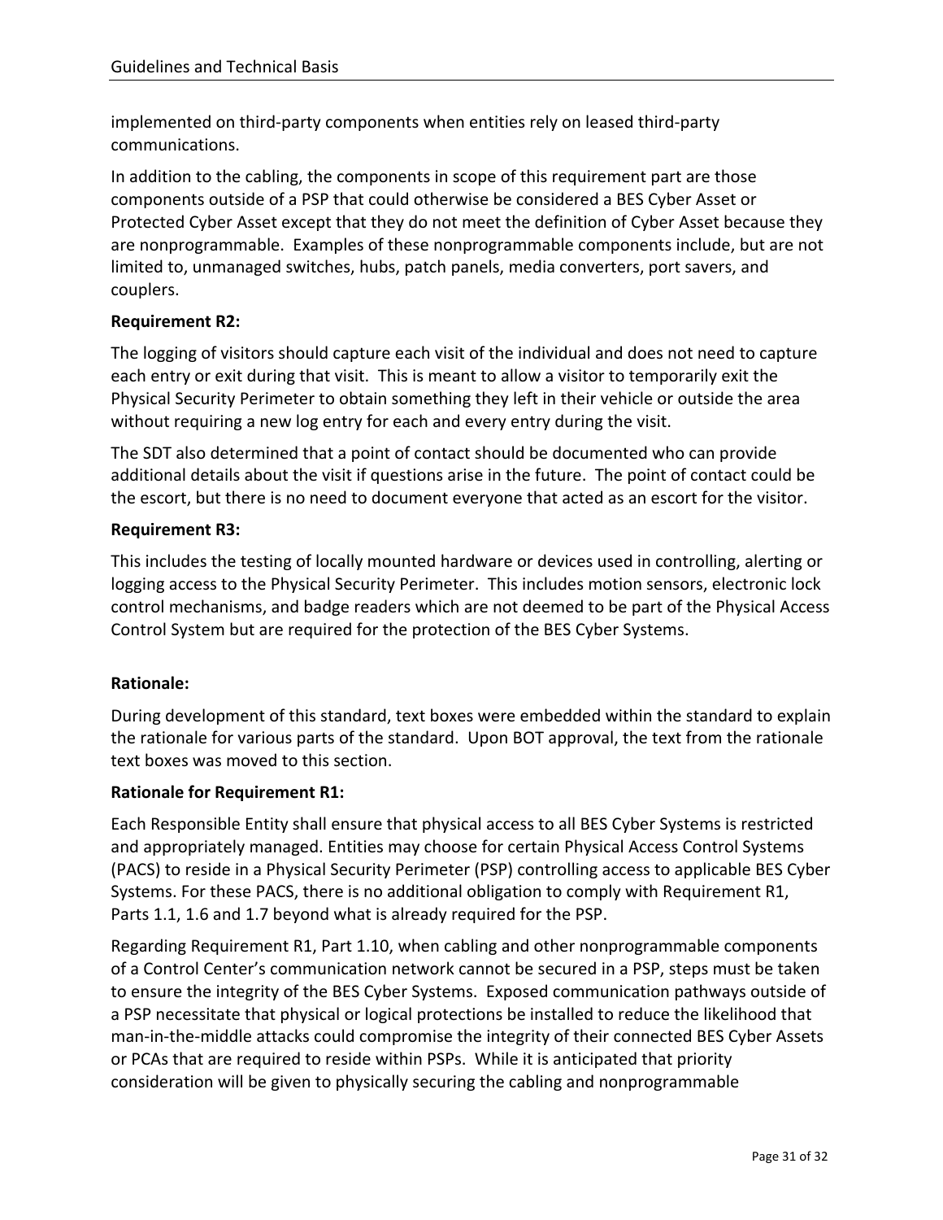implemented on third-party components when entities rely on leased third-party communications.

In addition to the cabling, the components in scope of this requirement part are those components outside of a PSP that could otherwise be considered a BES Cyber Asset or Protected Cyber Asset except that they do not meet the definition of Cyber Asset because they are nonprogrammable. Examples of these nonprogrammable components include, but are not limited to, unmanaged switches, hubs, patch panels, media converters, port savers, and couplers.

**Requirement R2:**

The logging of visitors should capture each visit of the individual and does not need to capture each entry or exit during that visit. This is meant to allow a visitor to temporarily exit the Physical Security Perimeter to obtain something they left in their vehicle or outside the area without requiring a new log entry for each and every entry during the visit.

The SDT also determined that a point of contact should be documented who can provide additional details about the visit if questions arise in the future. The point of contact could be the escort, but there is no need to document everyone that acted as an escort for the visitor.

**Requirement R3:**

This includes the testing of locally mounted hardware or devices used in controlling, alerting or logging access to the Physical Security Perimeter. This includes motion sensors, electronic lock control mechanisms, and badge readers which are not deemed to be part of the Physical Access Control System but are required for the protection of the BES Cyber Systems.

**Rationale:**

During development of this standard, text boxes were embedded within the standard to explain the rationale for various parts of the standard. Upon BOT approval, the text from the rationale text boxes was moved to this section.

**Rationale for Requirement R1:**

Each Responsible Entity shall ensure that physical access to all BES Cyber Systems is restricted and appropriately managed. Entities may choose for certain Physical Access Control Systems (PACS) to reside in a Physical Security Perimeter (PSP) controlling access to applicable BES Cyber Systems. For these PACS, there is no additional obligation to comply with Requirement R1, Parts 1.1, 1.6 and 1.7 beyond what is already required for the PSP.

Regarding Requirement R1, Part 1.10, when cabling and other nonprogrammable components of a Control Center's communication network cannot be secured in a PSP, steps must be taken to ensure the integrity of the BES Cyber Systems. Exposed communication pathways outside of a PSP necessitate that physical or logical protections be installed to reduce the likelihood that man-in-the-middle attacks could compromise the integrity of their connected BES Cyber Assets or PCAs that are required to reside within PSPs. While it is anticipated that priority consideration will be given to physically securing the cabling and nonprogrammable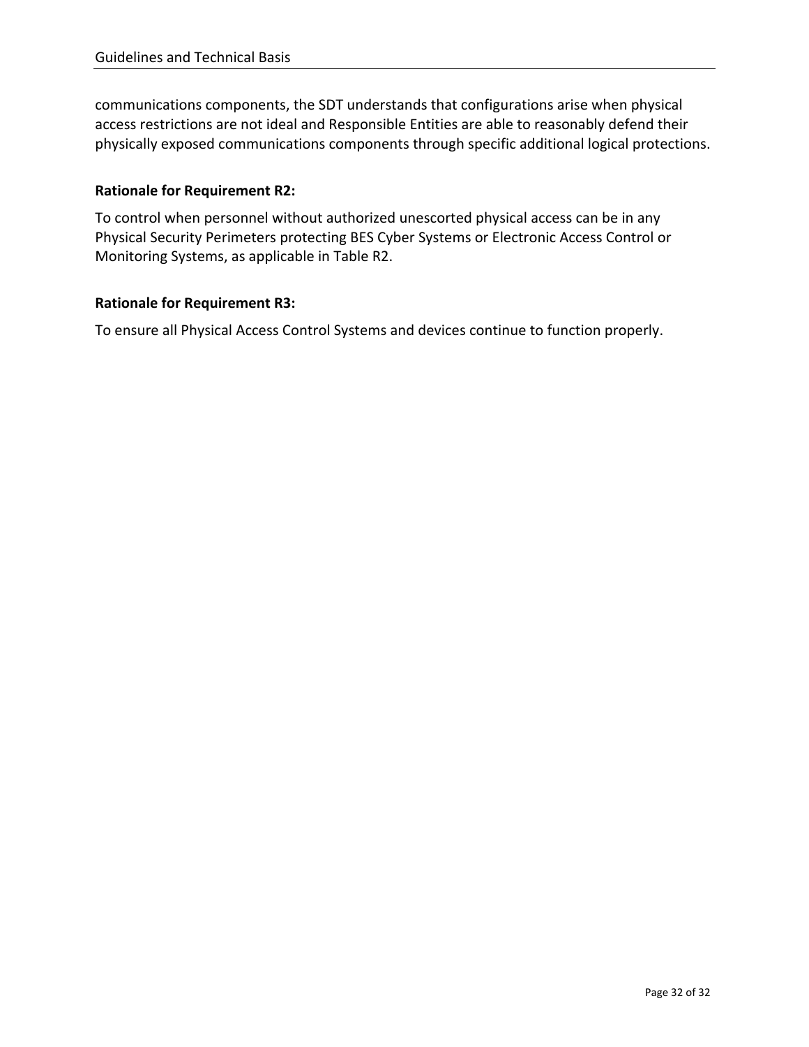communications components, the SDT understands that configurations arise when physical access restrictions are not ideal and Responsible Entities are able to reasonably defend their physically exposed communications components through specific additional logical protections.

**Rationale for Requirement R2:**

To control when personnel without authorized unescorted physical access can be in any Physical Security Perimeters protecting BES Cyber Systems or Electronic Access Control or Monitoring Systems, as applicable in Table R2.

**Rationale for Requirement R3:**

To ensure all Physical Access Control Systems and devices continue to function properly.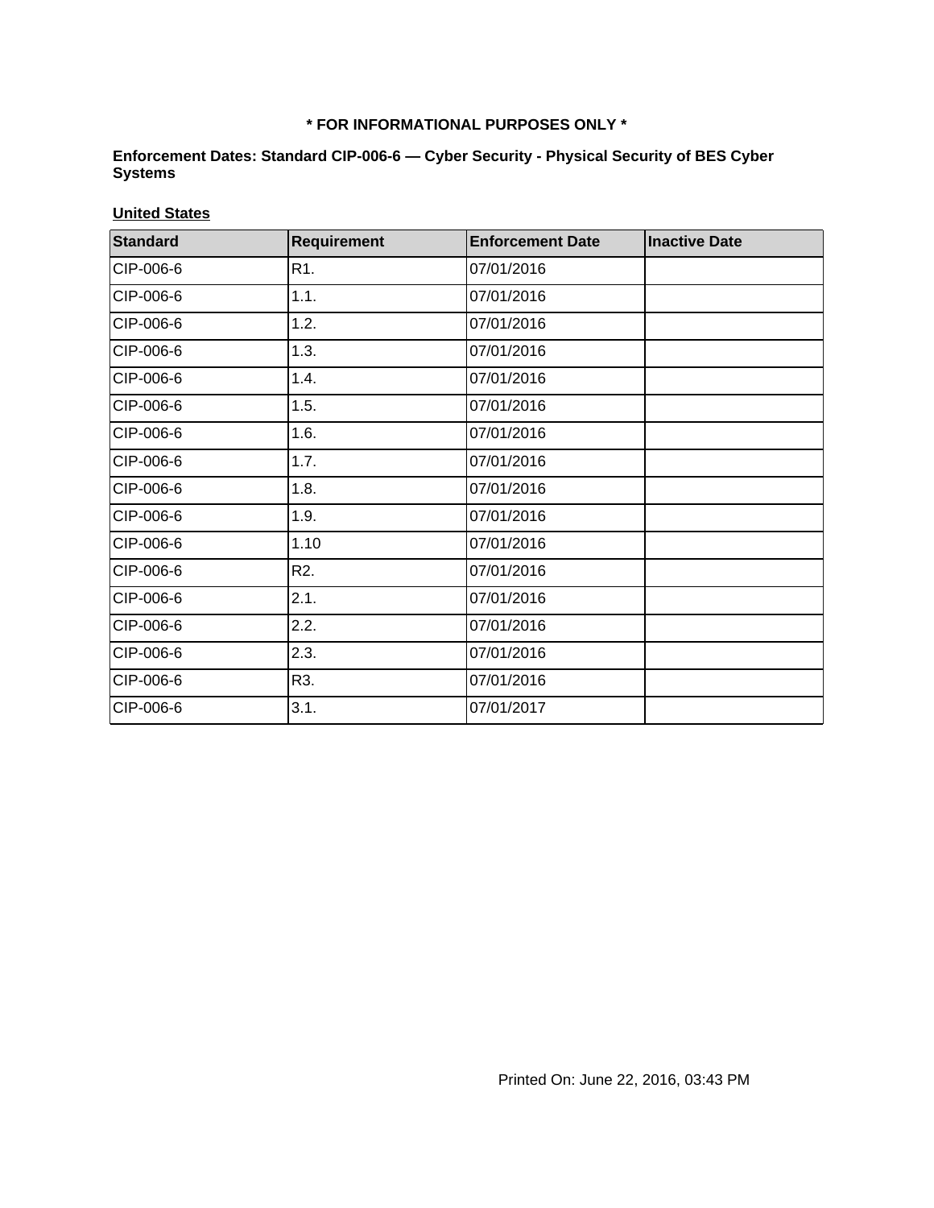**\* FOR INFORMATIONAL PURPOSES ONLY \***

**Enforcement Dates: Standard CIP-006-6 — Cyber Security - Physical Security of BES Cyber Systems**

**<u>United States</u>**

| Standard | Requirement | Enforcement Date | Inactive Date |
|---|---|---|---|
| CIP-006-6 | R1. | 07/01/2016 | |
| CIP-006-6 | 1.1. | 07/01/2016 | |
| CIP-006-6 | 1.2. | 07/01/2016 | |
| CIP-006-6 | 1.3. | 07/01/2016 | |
| CIP-006-6 | 1.4. | 07/01/2016 | |
| CIP-006-6 | 1.5. | 07/01/2016 | |
| CIP-006-6 | 1.6. | 07/01/2016 | |
| CIP-006-6 | 1.7. | 07/01/2016 | |
| CIP-006-6 | 1.8. | 07/01/2016 | |
| CIP-006-6 | 1.9. | 07/01/2016 | |
| CIP-006-6 | 1.10 | 07/01/2016 | |
| CIP-006-6 | R2. | 07/01/2016 | |
| CIP-006-6 | 2.1. | 07/01/2016 | |
| CIP-006-6 | 2.2. | 07/01/2016 | |
| CIP-006-6 | 2.3. | 07/01/2016 | |
| CIP-006-6 | R3. | 07/01/2016 | |
| CIP-006-6 | 3.1. | 07/01/2017 | |

Printed On: June 22, 2016, 03:43 PM